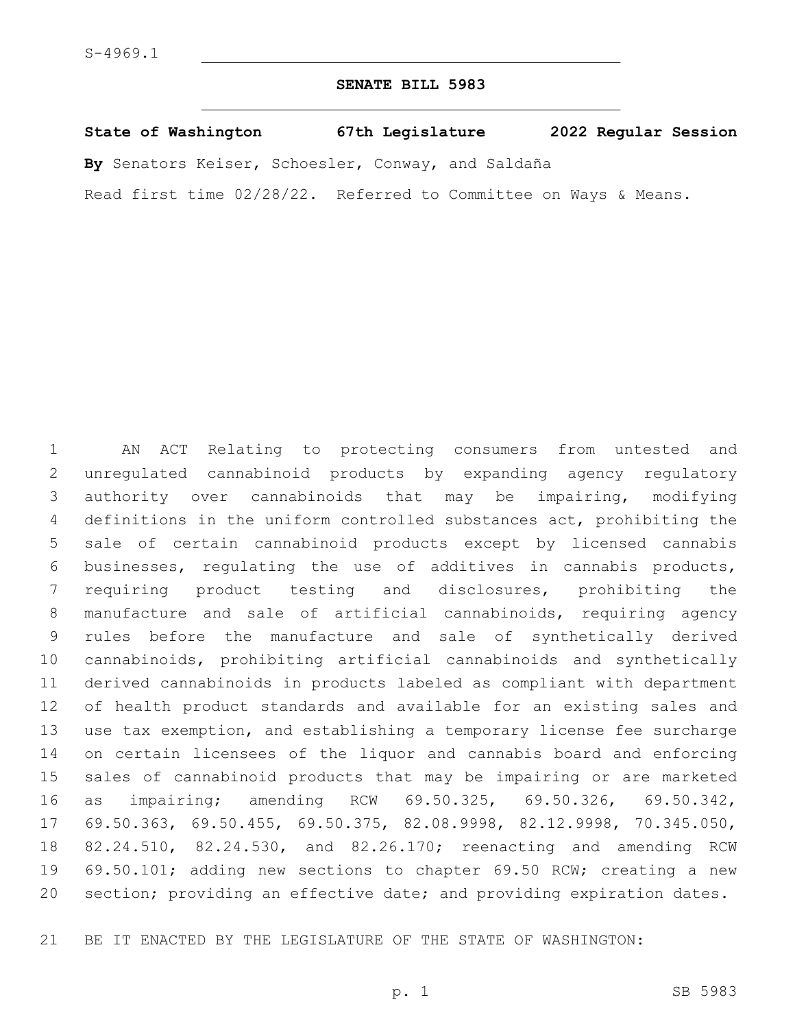S-4969.1

# SENATE BILL 5983

**State of Washington 67th Legislature 2022 Regular Session**

**By** Senators Keiser, Schoesler, Conway, and Saldaña

Read first time 02/28/22. Referred to Committee on Ways & Means.

AN ACT Relating to protecting consumers from untested and unregulated cannabinoid products by expanding agency regulatory authority over cannabinoids that may be impairing, modifying definitions in the uniform controlled substances act, prohibiting the sale of certain cannabinoid products except by licensed cannabis businesses, regulating the use of additives in cannabis products, requiring product testing and disclosures, prohibiting the manufacture and sale of artificial cannabinoids, requiring agency rules before the manufacture and sale of synthetically derived cannabinoids, prohibiting artificial cannabinoids and synthetically derived cannabinoids in products labeled as compliant with department of health product standards and available for an existing sales and use tax exemption, and establishing a temporary license fee surcharge on certain licensees of the liquor and cannabis board and enforcing sales of cannabinoid products that may be impairing or are marketed as impairing; amending RCW 69.50.325, 69.50.326, 69.50.342, 69.50.363, 69.50.455, 69.50.375, 82.08.9998, 82.12.9998, 70.345.050, 82.24.510, 82.24.530, and 82.26.170; reenacting and amending RCW 69.50.101; adding new sections to chapter 69.50 RCW; creating a new section; providing an effective date; and providing expiration dates.

BE IT ENACTED BY THE LEGISLATURE OF THE STATE OF WASHINGTON: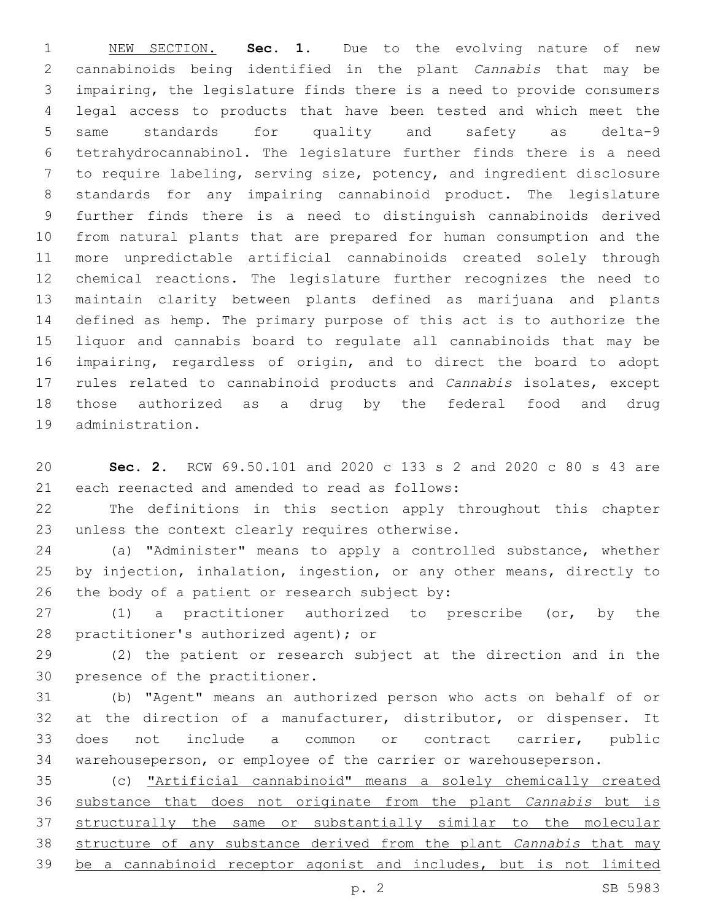NEW SECTION. **Sec. 1.** Due to the evolving nature of new cannabinoids being identified in the plant *Cannabis* that may be impairing, the legislature finds there is a need to provide consumers legal access to products that have been tested and which meet the same standards for quality and safety as delta-9 tetrahydrocannabinol. The legislature further finds there is a need to require labeling, serving size, potency, and ingredient disclosure standards for any impairing cannabinoid product. The legislature further finds there is a need to distinguish cannabinoids derived from natural plants that are prepared for human consumption and the more unpredictable artificial cannabinoids created solely through chemical reactions. The legislature further recognizes the need to maintain clarity between plants defined as marijuana and plants defined as hemp. The primary purpose of this act is to authorize the liquor and cannabis board to regulate all cannabinoids that may be impairing, regardless of origin, and to direct the board to adopt rules related to cannabinoid products and *Cannabis* isolates, except those authorized as a drug by the federal food and drug administration.

**Sec. 2.** RCW 69.50.101 and 2020 c 133 s 2 and 2020 c 80 s 43 are each reenacted and amended to read as follows:

The definitions in this section apply throughout this chapter unless the context clearly requires otherwise.

(a) "Administer" means to apply a controlled substance, whether by injection, inhalation, ingestion, or any other means, directly to the body of a patient or research subject by:

(1) a practitioner authorized to prescribe (or, by the practitioner's authorized agent); or

(2) the patient or research subject at the direction and in the presence of the practitioner.

(b) "Agent" means an authorized person who acts on behalf of or at the direction of a manufacturer, distributor, or dispenser. It does not include a common or contract carrier, public warehouseperson, or employee of the carrier or warehouseperson.

(c) "Artificial cannabinoid" means a solely chemically created substance that does not originate from the plant *Cannabis* but is structurally the same or substantially similar to the molecular structure of any substance derived from the plant *Cannabis* that may be a cannabinoid receptor agonist and includes, but is not limited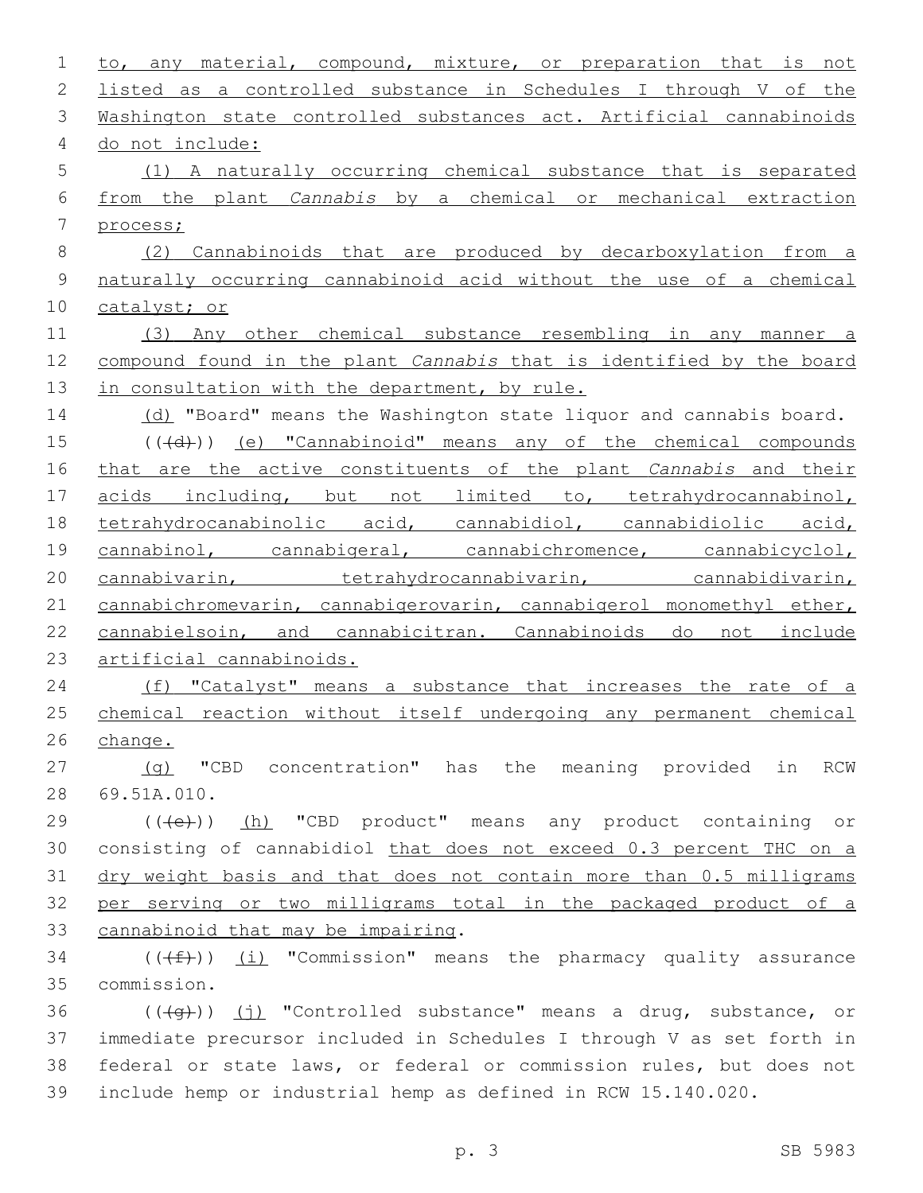to, any material, compound, mixture, or preparation that is not listed as a controlled substance in Schedules I through V of the Washington state controlled substances act. Artificial cannabinoids do not include:

(1) A naturally occurring chemical substance that is separated from the plant *Cannabis* by a chemical or mechanical extraction process;

(2) Cannabinoids that are produced by decarboxylation from a naturally occurring cannabinoid acid without the use of a chemical catalyst; or

(3) Any other chemical substance resembling in any manner a compound found in the plant *Cannabis* that is identified by the board in consultation with the department, by rule.

(d) "Board" means the Washington state liquor and cannabis board.

~~((d))~~ (e) "Cannabinoid" means any of the chemical compounds that are the active constituents of the plant *Cannabis* and their acids including, but not limited to, tetrahydrocannabinol, tetrahydrocanabinolic acid, cannabidiol, cannabidiolic acid, cannabinol, cannabigeral, cannabichromence, cannabicyclol, cannabivarin, tetrahydrocannabivarin, cannabidivarin, cannabichromevarin, cannabigerovarin, cannabigerol monomethyl ether, cannabielsoin, and cannabicitran. Cannabinoids do not include artificial cannabinoids.

(f) "Catalyst" means a substance that increases the rate of a chemical reaction without itself undergoing any permanent chemical change.

(g) "CBD concentration" has the meaning provided in RCW 69.51A.010.

~~((e))~~ (h) "CBD product" means any product containing or consisting of cannabidiol that does not exceed 0.3 percent THC on a dry weight basis and that does not contain more than 0.5 milligrams per serving or two milligrams total in the packaged product of a cannabinoid that may be impairing.

~~((f))~~ (i) "Commission" means the pharmacy quality assurance commission.

~~((g))~~ (j) "Controlled substance" means a drug, substance, or immediate precursor included in Schedules I through V as set forth in federal or state laws, or federal or commission rules, but does not include hemp or industrial hemp as defined in RCW 15.140.020.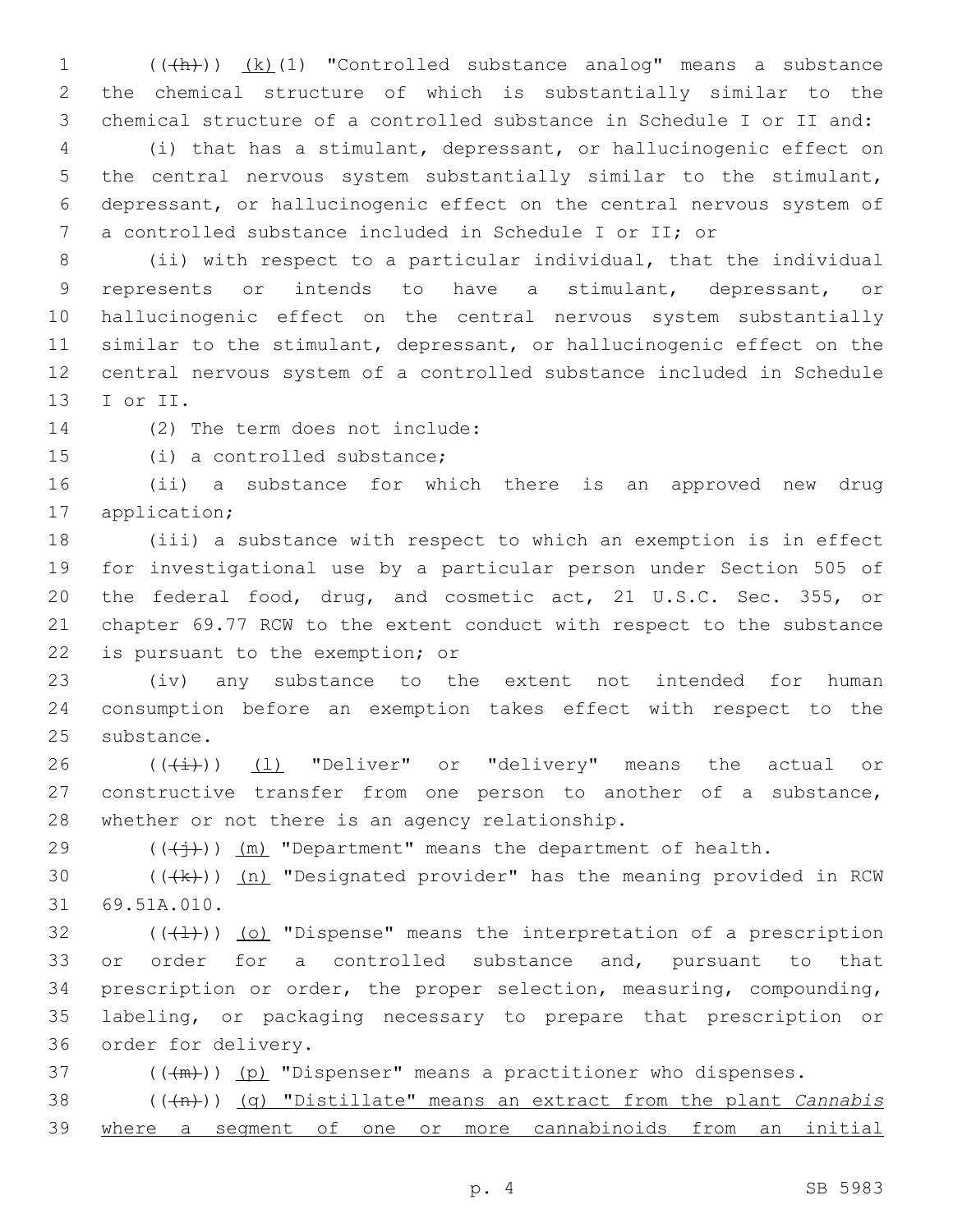((~~(h)~~)) <u>(k)</u>(1) "Controlled substance analog" means a substance the chemical structure of which is substantially similar to the chemical structure of a controlled substance in Schedule I or II and:

(i) that has a stimulant, depressant, or hallucinogenic effect on the central nervous system substantially similar to the stimulant, depressant, or hallucinogenic effect on the central nervous system of a controlled substance included in Schedule I or II; or

(ii) with respect to a particular individual, that the individual represents or intends to have a stimulant, depressant, or hallucinogenic effect on the central nervous system substantially similar to the stimulant, depressant, or hallucinogenic effect on the central nervous system of a controlled substance included in Schedule I or II.

(2) The term does not include:

(i) a controlled substance;

(ii) a substance for which there is an approved new drug application;

(iii) a substance with respect to which an exemption is in effect for investigational use by a particular person under Section 505 of the federal food, drug, and cosmetic act, 21 U.S.C. Sec. 355, or chapter 69.77 RCW to the extent conduct with respect to the substance is pursuant to the exemption; or

(iv) any substance to the extent not intended for human consumption before an exemption takes effect with respect to the substance.

((~~(i)~~)) <u>(l)</u> "Deliver" or "delivery" means the actual or constructive transfer from one person to another of a substance, whether or not there is an agency relationship.

((~~(j)~~)) <u>(m)</u> "Department" means the department of health.

((~~(k)~~)) <u>(n)</u> "Designated provider" has the meaning provided in RCW 69.51A.010.

((~~(l)~~)) <u>(o)</u> "Dispense" means the interpretation of a prescription or order for a controlled substance and, pursuant to that prescription or order, the proper selection, measuring, compounding, labeling, or packaging necessary to prepare that prescription or order for delivery.

((~~(m)~~)) <u>(p)</u> "Dispenser" means a practitioner who dispenses.

((~~(n)~~)) <u>(q) "Distillate" means an extract from the plant *Cannabis* where a segment of one or more cannabinoids from an initial</u>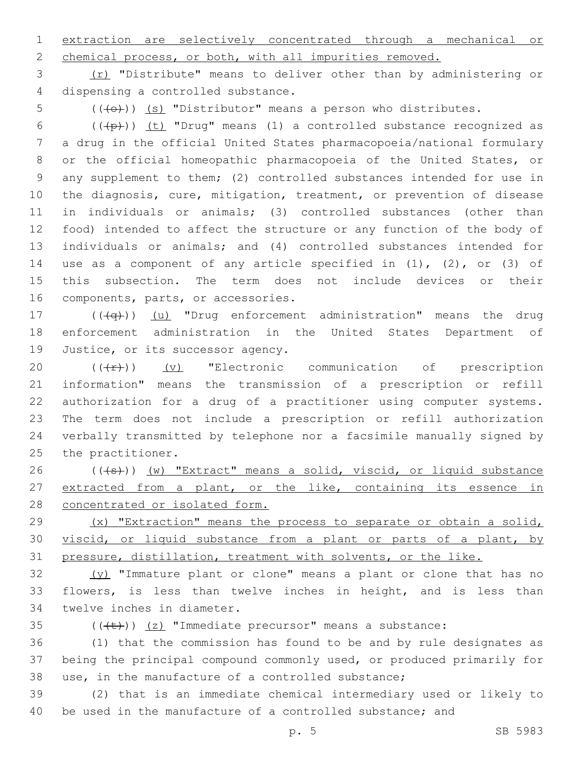extraction are selectively concentrated through a mechanical or chemical process, or both, with all impurities removed.

(r) "Distribute" means to deliver other than by administering or dispensing a controlled substance.

(((o))) (s) "Distributor" means a person who distributes.

(((p))) (t) "Drug" means (1) a controlled substance recognized as a drug in the official United States pharmacopoeia/national formulary or the official homeopathic pharmacopoeia of the United States, or any supplement to them; (2) controlled substances intended for use in the diagnosis, cure, mitigation, treatment, or prevention of disease in individuals or animals; (3) controlled substances (other than food) intended to affect the structure or any function of the body of individuals or animals; and (4) controlled substances intended for use as a component of any article specified in (1), (2), or (3) of this subsection. The term does not include devices or their components, parts, or accessories.

(((q))) (u) "Drug enforcement administration" means the drug enforcement administration in the United States Department of Justice, or its successor agency.

(((r))) (v) "Electronic communication of prescription information" means the transmission of a prescription or refill authorization for a drug of a practitioner using computer systems. The term does not include a prescription or refill authorization verbally transmitted by telephone nor a facsimile manually signed by the practitioner.

(((s))) (w) "Extract" means a solid, viscid, or liquid substance extracted from a plant, or the like, containing its essence in concentrated or isolated form.

(x) "Extraction" means the process to separate or obtain a solid, viscid, or liquid substance from a plant or parts of a plant, by pressure, distillation, treatment with solvents, or the like.

(y) "Immature plant or clone" means a plant or clone that has no flowers, is less than twelve inches in height, and is less than twelve inches in diameter.

(((t))) (z) "Immediate precursor" means a substance:

(1) that the commission has found to be and by rule designates as being the principal compound commonly used, or produced primarily for use, in the manufacture of a controlled substance;

(2) that is an immediate chemical intermediary used or likely to be used in the manufacture of a controlled substance; and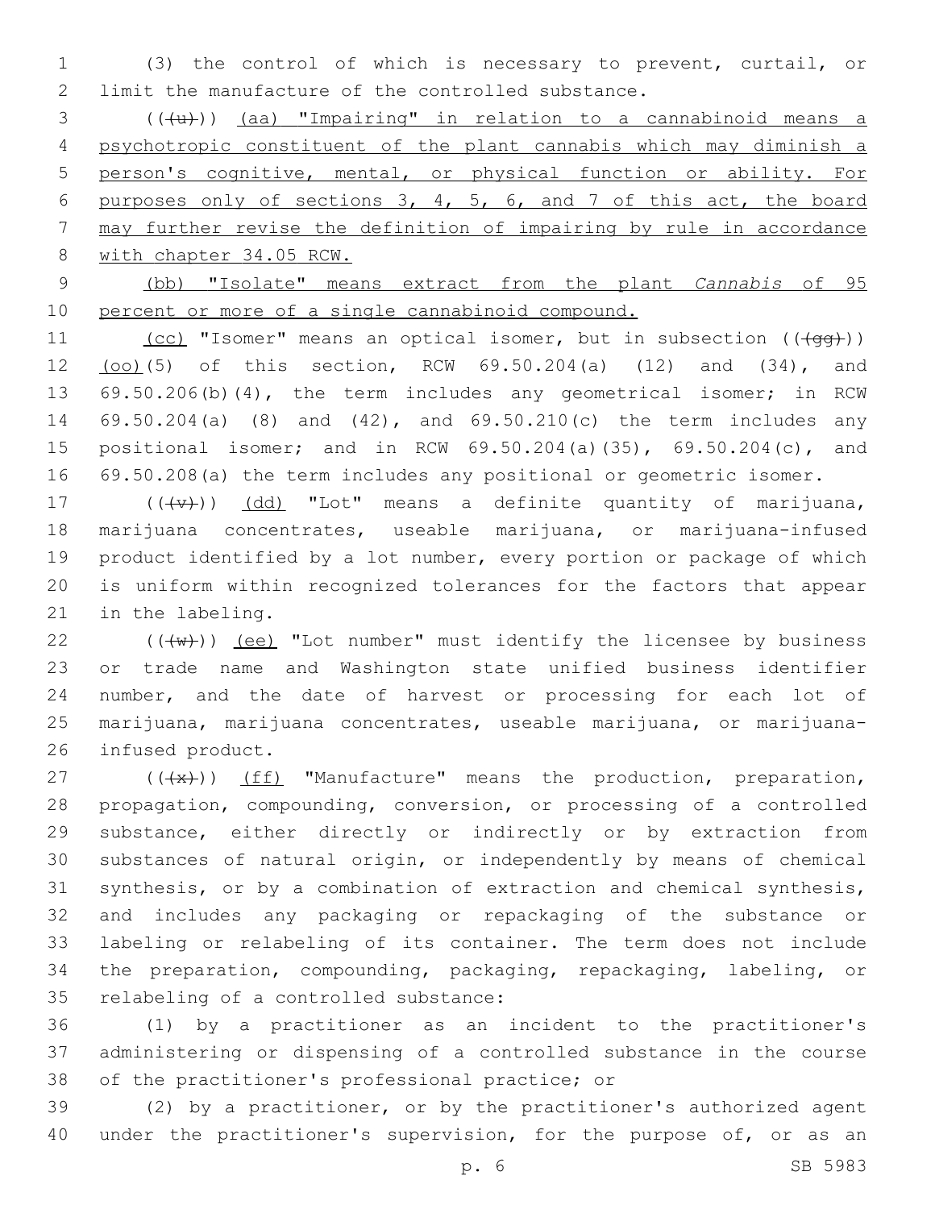(3) the control of which is necessary to prevent, curtail, or limit the manufacture of the controlled substance.

(((u))) (aa) "Impairing" in relation to a cannabinoid means a psychotropic constituent of the plant cannabis which may diminish a person's cognitive, mental, or physical function or ability. For purposes only of sections 3, 4, 5, 6, and 7 of this act, the board may further revise the definition of impairing by rule in accordance with chapter 34.05 RCW.

(bb) "Isolate" means extract from the plant *Cannabis* of 95 percent or more of a single cannabinoid compound.

(cc) "Isomer" means an optical isomer, but in subsection (((gg))) (oo)(5) of this section, RCW 69.50.204(a) (12) and (34), and 69.50.206(b)(4), the term includes any geometrical isomer; in RCW 69.50.204(a) (8) and (42), and 69.50.210(c) the term includes any positional isomer; and in RCW 69.50.204(a)(35), 69.50.204(c), and 69.50.208(a) the term includes any positional or geometric isomer.

(((v))) (dd) "Lot" means a definite quantity of marijuana, marijuana concentrates, useable marijuana, or marijuana-infused product identified by a lot number, every portion or package of which is uniform within recognized tolerances for the factors that appear in the labeling.

(((w))) (ee) "Lot number" must identify the licensee by business or trade name and Washington state unified business identifier number, and the date of harvest or processing for each lot of marijuana, marijuana concentrates, useable marijuana, or marijuana-infused product.

(((x))) (ff) "Manufacture" means the production, preparation, propagation, compounding, conversion, or processing of a controlled substance, either directly or indirectly or by extraction from substances of natural origin, or independently by means of chemical synthesis, or by a combination of extraction and chemical synthesis, and includes any packaging or repackaging of the substance or labeling or relabeling of its container. The term does not include the preparation, compounding, packaging, repackaging, labeling, or relabeling of a controlled substance:

(1) by a practitioner as an incident to the practitioner's administering or dispensing of a controlled substance in the course of the practitioner's professional practice; or

(2) by a practitioner, or by the practitioner's authorized agent under the practitioner's supervision, for the purpose of, or as an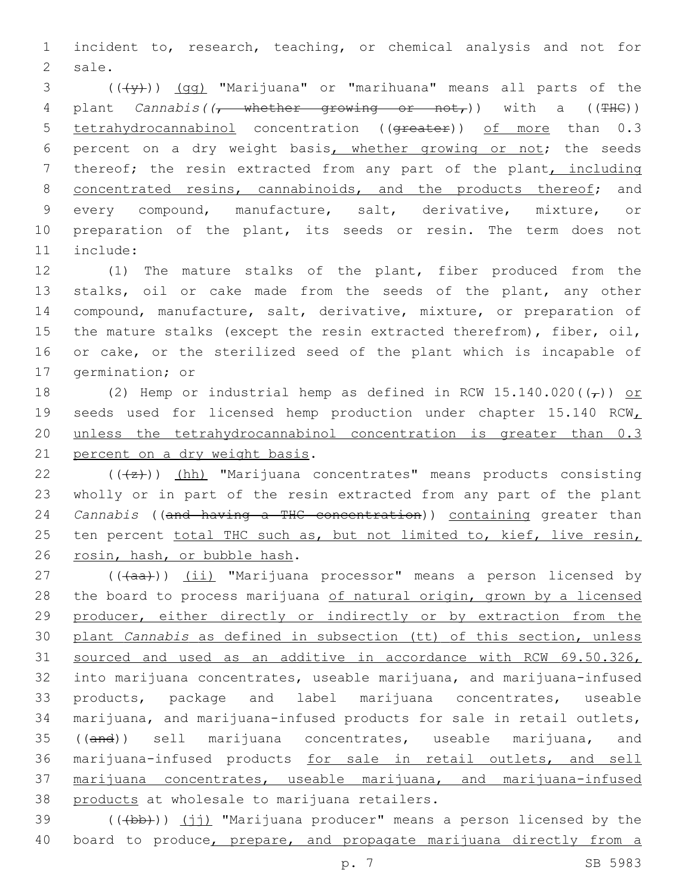incident to, research, teaching, or chemical analysis and not for sale.

((~~(y)~~)) (gg) "Marijuana" or "marihuana" means all parts of the plant *Cannabis*((~~, whether growing or not,~~)) with a ((~~THC~~)) tetrahydrocannabinol concentration ((~~greater~~)) of more than 0.3 percent on a dry weight basis, whether growing or not; the seeds thereof; the resin extracted from any part of the plant, including concentrated resins, cannabinoids, and the products thereof; and every compound, manufacture, salt, derivative, mixture, or preparation of the plant, its seeds or resin. The term does not include:

(1) The mature stalks of the plant, fiber produced from the stalks, oil or cake made from the seeds of the plant, any other compound, manufacture, salt, derivative, mixture, or preparation of the mature stalks (except the resin extracted therefrom), fiber, oil, or cake, or the sterilized seed of the plant which is incapable of germination; or

(2) Hemp or industrial hemp as defined in RCW 15.140.020((~~,~~)) or seeds used for licensed hemp production under chapter 15.140 RCW, unless the tetrahydrocannabinol concentration is greater than 0.3 percent on a dry weight basis.

((~~(z)~~)) (hh) "Marijuana concentrates" means products consisting wholly or in part of the resin extracted from any part of the plant *Cannabis* ((~~and having a THC concentration~~)) containing greater than ten percent total THC such as, but not limited to, kief, live resin, rosin, hash, or bubble hash.

((~~(aa)~~)) (ii) "Marijuana processor" means a person licensed by the board to process marijuana of natural origin, grown by a licensed producer, either directly or indirectly or by extraction from the plant *Cannabis* as defined in subsection (tt) of this section, unless sourced and used as an additive in accordance with RCW 69.50.326, into marijuana concentrates, useable marijuana, and marijuana-infused products, package and label marijuana concentrates, useable marijuana, and marijuana-infused products for sale in retail outlets, ((~~and~~)) sell marijuana concentrates, useable marijuana, and marijuana-infused products for sale in retail outlets, and sell marijuana concentrates, useable marijuana, and marijuana-infused products at wholesale to marijuana retailers.

((~~(bb)~~)) (jj) "Marijuana producer" means a person licensed by the board to produce, prepare, and propagate marijuana directly from a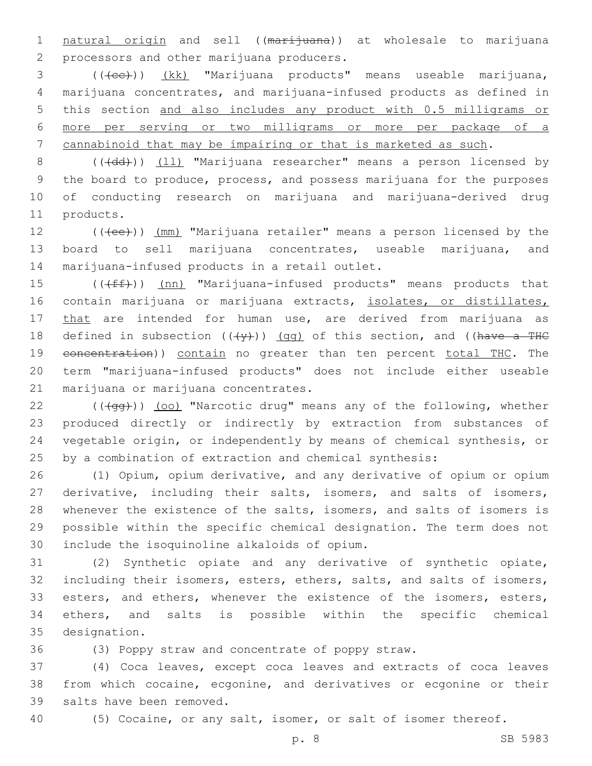natural origin and sell ((~~marijuana~~)) at wholesale to marijuana processors and other marijuana producers.

((~~(cc)~~)) <u>(kk)</u> "Marijuana products" means useable marijuana, marijuana concentrates, and marijuana-infused products as defined in this section <u>and also includes any product with 0.5 milligrams or more per serving or two milligrams or more per package of a cannabinoid that may be impairing or that is marketed as such</u>.

((~~(dd)~~)) <u>(ll)</u> "Marijuana researcher" means a person licensed by the board to produce, process, and possess marijuana for the purposes of conducting research on marijuana and marijuana-derived drug products.

((~~(ee)~~)) <u>(mm)</u> "Marijuana retailer" means a person licensed by the board to sell marijuana concentrates, useable marijuana, and marijuana-infused products in a retail outlet.

((~~(ff)~~)) <u>(nn)</u> "Marijuana-infused products" means products that contain marijuana or marijuana extracts, <u>isolates, or distillates, that</u> are intended for human use, are derived from marijuana as defined in subsection ((~~(y)~~)) <u>(gg)</u> of this section, and ((~~have a THC concentration~~)) <u>contain</u> no greater than ten percent <u>total THC</u>. The term "marijuana-infused products" does not include either useable marijuana or marijuana concentrates.

((~~(gg)~~)) <u>(oo)</u> "Narcotic drug" means any of the following, whether produced directly or indirectly by extraction from substances of vegetable origin, or independently by means of chemical synthesis, or by a combination of extraction and chemical synthesis:

(1) Opium, opium derivative, and any derivative of opium or opium derivative, including their salts, isomers, and salts of isomers, whenever the existence of the salts, isomers, and salts of isomers is possible within the specific chemical designation. The term does not include the isoquinoline alkaloids of opium.

(2) Synthetic opiate and any derivative of synthetic opiate, including their isomers, esters, ethers, salts, and salts of isomers, esters, and ethers, whenever the existence of the isomers, esters, ethers, and salts is possible within the specific chemical designation.

(3) Poppy straw and concentrate of poppy straw.

(4) Coca leaves, except coca leaves and extracts of coca leaves from which cocaine, ecgonine, and derivatives or ecgonine or their salts have been removed.

(5) Cocaine, or any salt, isomer, or salt of isomer thereof.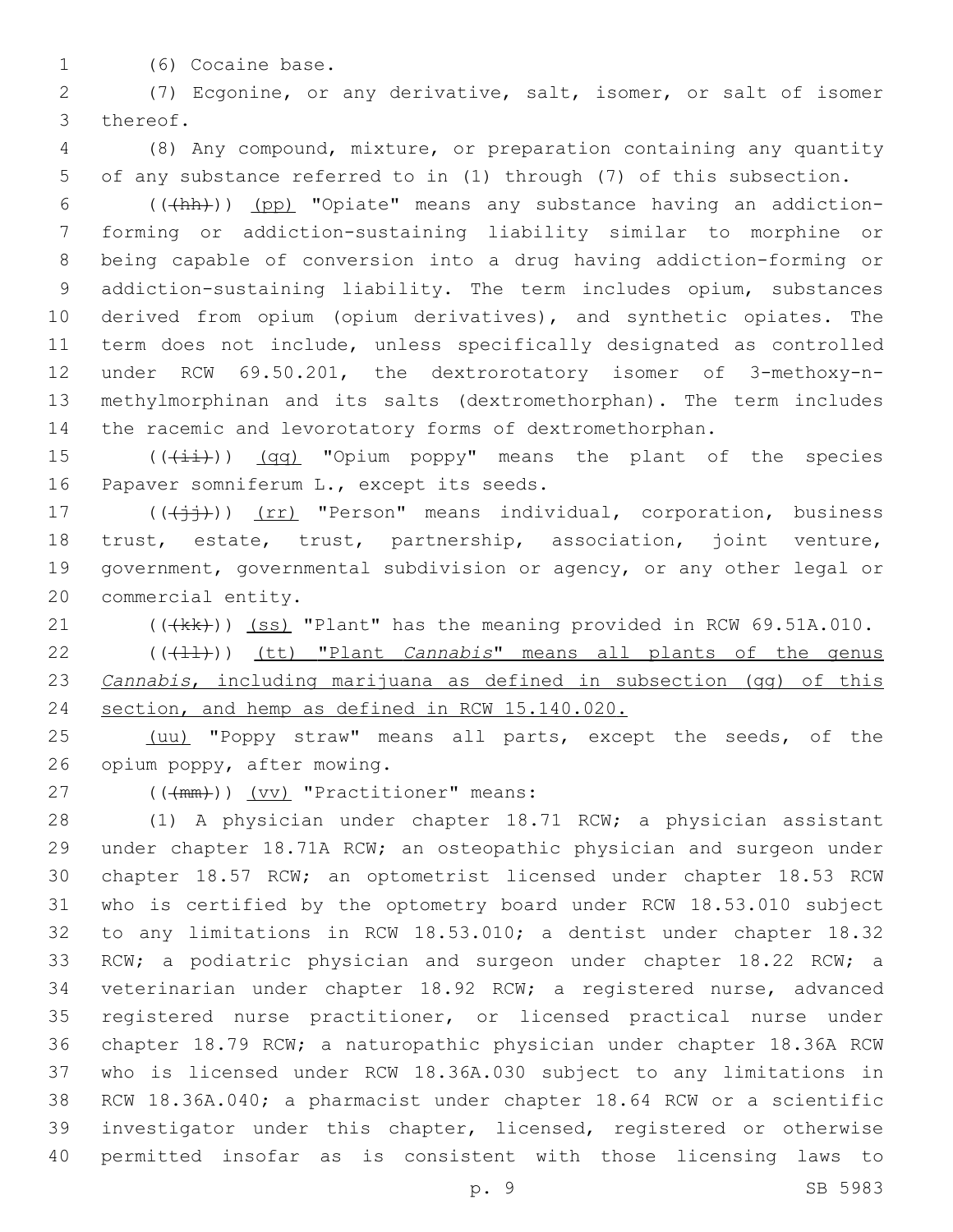(6) Cocaine base.

(7) Ecgonine, or any derivative, salt, isomer, or salt of isomer thereof.

(8) Any compound, mixture, or preparation containing any quantity of any substance referred to in (1) through (7) of this subsection.

(((hh))) <u>(pp)</u> "Opiate" means any substance having an addiction-forming or addiction-sustaining liability similar to morphine or being capable of conversion into a drug having addiction-forming or addiction-sustaining liability. The term includes opium, substances derived from opium (opium derivatives), and synthetic opiates. The term does not include, unless specifically designated as controlled under RCW 69.50.201, the dextrorotatory isomer of 3-methoxy-n-methylmorphinan and its salts (dextromethorphan). The term includes the racemic and levorotatory forms of dextromethorphan.

(((ii))) <u>(qq)</u> "Opium poppy" means the plant of the species Papaver somniferum L., except its seeds.

(((jj))) <u>(rr)</u> "Person" means individual, corporation, business trust, estate, trust, partnership, association, joint venture, government, governmental subdivision or agency, or any other legal or commercial entity.

(((kk))) <u>(ss)</u> "Plant" has the meaning provided in RCW 69.51A.010.

(((ll))) <u>(tt) "Plant *Cannabis*" means all plants of the genus *Cannabis*, including marijuana as defined in subsection (gg) of this section, and hemp as defined in RCW 15.140.020.</u>

<u>(uu)</u> "Poppy straw" means all parts, except the seeds, of the opium poppy, after mowing.

(((mm))) <u>(vv)</u> "Practitioner" means:

(1) A physician under chapter 18.71 RCW; a physician assistant under chapter 18.71A RCW; an osteopathic physician and surgeon under chapter 18.57 RCW; an optometrist licensed under chapter 18.53 RCW who is certified by the optometry board under RCW 18.53.010 subject to any limitations in RCW 18.53.010; a dentist under chapter 18.32 RCW; a podiatric physician and surgeon under chapter 18.22 RCW; a veterinarian under chapter 18.92 RCW; a registered nurse, advanced registered nurse practitioner, or licensed practical nurse under chapter 18.79 RCW; a naturopathic physician under chapter 18.36A RCW who is licensed under RCW 18.36A.030 subject to any limitations in RCW 18.36A.040; a pharmacist under chapter 18.64 RCW or a scientific investigator under this chapter, licensed, registered or otherwise permitted insofar as is consistent with those licensing laws to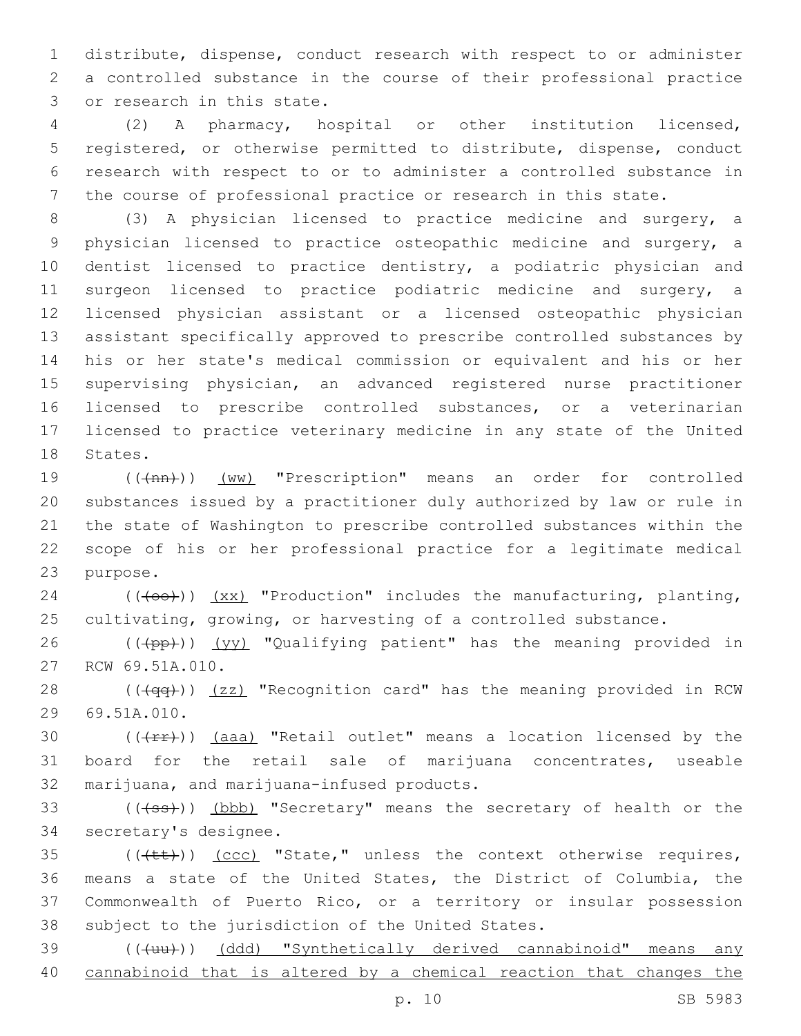distribute, dispense, conduct research with respect to or administer a controlled substance in the course of their professional practice or research in this state.

(2) A pharmacy, hospital or other institution licensed, registered, or otherwise permitted to distribute, dispense, conduct research with respect to or to administer a controlled substance in the course of professional practice or research in this state.

(3) A physician licensed to practice medicine and surgery, a physician licensed to practice osteopathic medicine and surgery, a dentist licensed to practice dentistry, a podiatric physician and surgeon licensed to practice podiatric medicine and surgery, a licensed physician assistant or a licensed osteopathic physician assistant specifically approved to prescribe controlled substances by his or her state's medical commission or equivalent and his or her supervising physician, an advanced registered nurse practitioner licensed to prescribe controlled substances, or a veterinarian licensed to practice veterinary medicine in any state of the United States.

~~((nn))~~ (ww) "Prescription" means an order for controlled substances issued by a practitioner duly authorized by law or rule in the state of Washington to prescribe controlled substances within the scope of his or her professional practice for a legitimate medical purpose.

~~((oo))~~ (xx) "Production" includes the manufacturing, planting, cultivating, growing, or harvesting of a controlled substance.

~~((pp))~~ (yy) "Qualifying patient" has the meaning provided in RCW 69.51A.010.

~~((qq))~~ (zz) "Recognition card" has the meaning provided in RCW 69.51A.010.

~~((rr))~~ (aaa) "Retail outlet" means a location licensed by the board for the retail sale of marijuana concentrates, useable marijuana, and marijuana-infused products.

~~((ss))~~ (bbb) "Secretary" means the secretary of health or the secretary's designee.

~~((tt))~~ (ccc) "State," unless the context otherwise requires, means a state of the United States, the District of Columbia, the Commonwealth of Puerto Rico, or a territory or insular possession subject to the jurisdiction of the United States.

~~((uu))~~ (ddd) "Synthetically derived cannabinoid" means any cannabinoid that is altered by a chemical reaction that changes the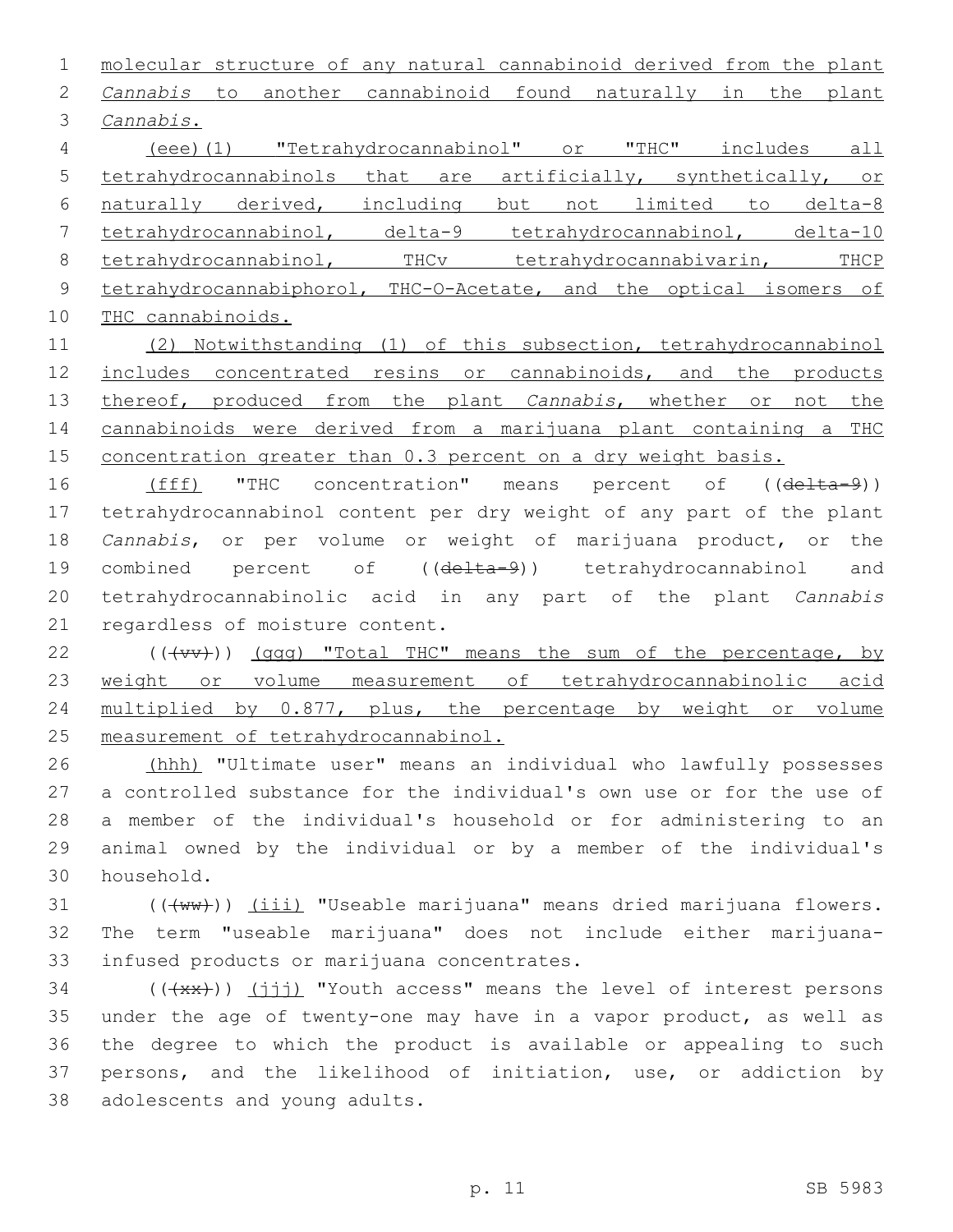molecular structure of any natural cannabinoid derived from the plant *Cannabis* to another cannabinoid found naturally in the plant *Cannabis*.

(eee)(1) "Tetrahydrocannabinol" or "THC" includes all tetrahydrocannabinols that are artificially, synthetically, or naturally derived, including but not limited to delta-8 tetrahydrocannabinol, delta-9 tetrahydrocannabinol, delta-10 tetrahydrocannabinol, THCv tetrahydrocannabivarin, THCP tetrahydrocannabiphorol, THC-O-Acetate, and the optical isomers of THC cannabinoids.

(2) Notwithstanding (1) of this subsection, tetrahydrocannabinol includes concentrated resins or cannabinoids, and the products thereof, produced from the plant *Cannabis*, whether or not the cannabinoids were derived from a marijuana plant containing a THC concentration greater than 0.3 percent on a dry weight basis.

(fff) "THC concentration" means percent of ((~~delta-9~~)) tetrahydrocannabinol content per dry weight of any part of the plant *Cannabis*, or per volume or weight of marijuana product, or the combined percent of ((~~delta-9~~)) tetrahydrocannabinol and tetrahydrocannabinolic acid in any part of the plant *Cannabis* regardless of moisture content.

((~~(vv)~~)) (ggg) "Total THC" means the sum of the percentage, by weight or volume measurement of tetrahydrocannabinolic acid multiplied by 0.877, plus, the percentage by weight or volume measurement of tetrahydrocannabinol.

(hhh) "Ultimate user" means an individual who lawfully possesses a controlled substance for the individual's own use or for the use of a member of the individual's household or for administering to an animal owned by the individual or by a member of the individual's household.

((~~(ww)~~)) (iii) "Useable marijuana" means dried marijuana flowers. The term "useable marijuana" does not include either marijuana-infused products or marijuana concentrates.

((~~(xx)~~)) (jjj) "Youth access" means the level of interest persons under the age of twenty-one may have in a vapor product, as well as the degree to which the product is available or appealing to such persons, and the likelihood of initiation, use, or addiction by adolescents and young adults.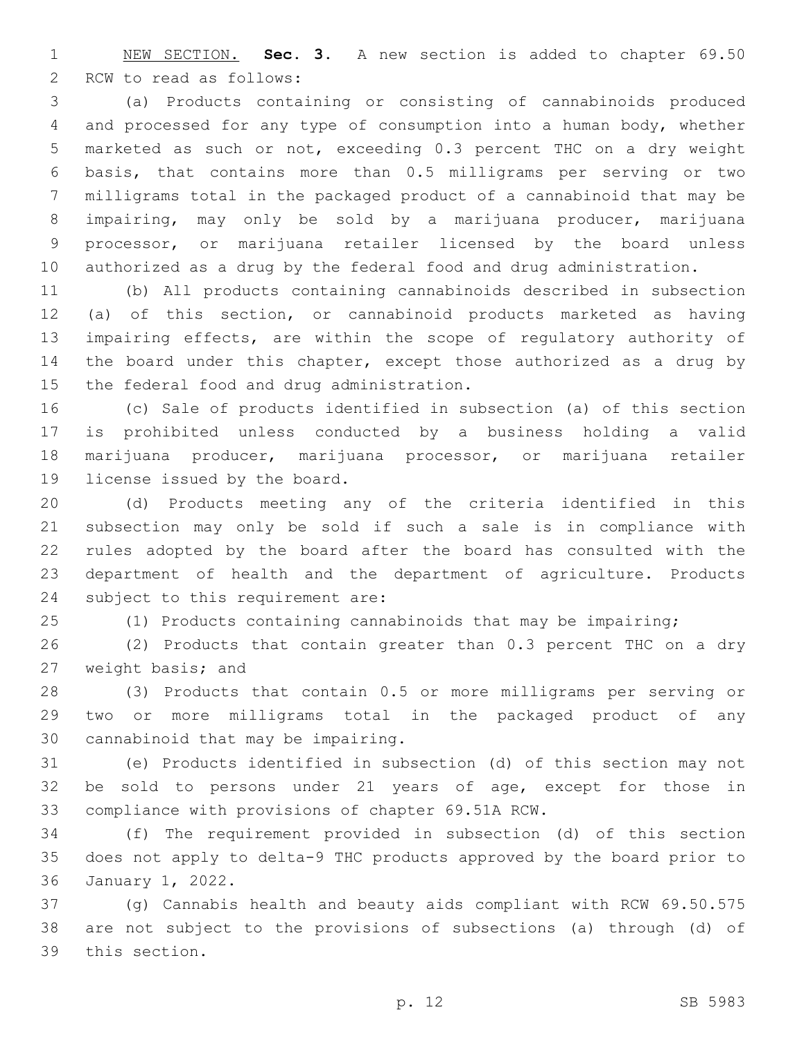NEW SECTION. **Sec. 3.** A new section is added to chapter 69.50 RCW to read as follows:

(a) Products containing or consisting of cannabinoids produced and processed for any type of consumption into a human body, whether marketed as such or not, exceeding 0.3 percent THC on a dry weight basis, that contains more than 0.5 milligrams per serving or two milligrams total in the packaged product of a cannabinoid that may be impairing, may only be sold by a marijuana producer, marijuana processor, or marijuana retailer licensed by the board unless authorized as a drug by the federal food and drug administration.

(b) All products containing cannabinoids described in subsection (a) of this section, or cannabinoid products marketed as having impairing effects, are within the scope of regulatory authority of the board under this chapter, except those authorized as a drug by the federal food and drug administration.

(c) Sale of products identified in subsection (a) of this section is prohibited unless conducted by a business holding a valid marijuana producer, marijuana processor, or marijuana retailer license issued by the board.

(d) Products meeting any of the criteria identified in this subsection may only be sold if such a sale is in compliance with rules adopted by the board after the board has consulted with the department of health and the department of agriculture. Products subject to this requirement are:

(1) Products containing cannabinoids that may be impairing;

(2) Products that contain greater than 0.3 percent THC on a dry weight basis; and

(3) Products that contain 0.5 or more milligrams per serving or two or more milligrams total in the packaged product of any cannabinoid that may be impairing.

(e) Products identified in subsection (d) of this section may not be sold to persons under 21 years of age, except for those in compliance with provisions of chapter 69.51A RCW.

(f) The requirement provided in subsection (d) of this section does not apply to delta-9 THC products approved by the board prior to January 1, 2022.

(g) Cannabis health and beauty aids compliant with RCW 69.50.575 are not subject to the provisions of subsections (a) through (d) of this section.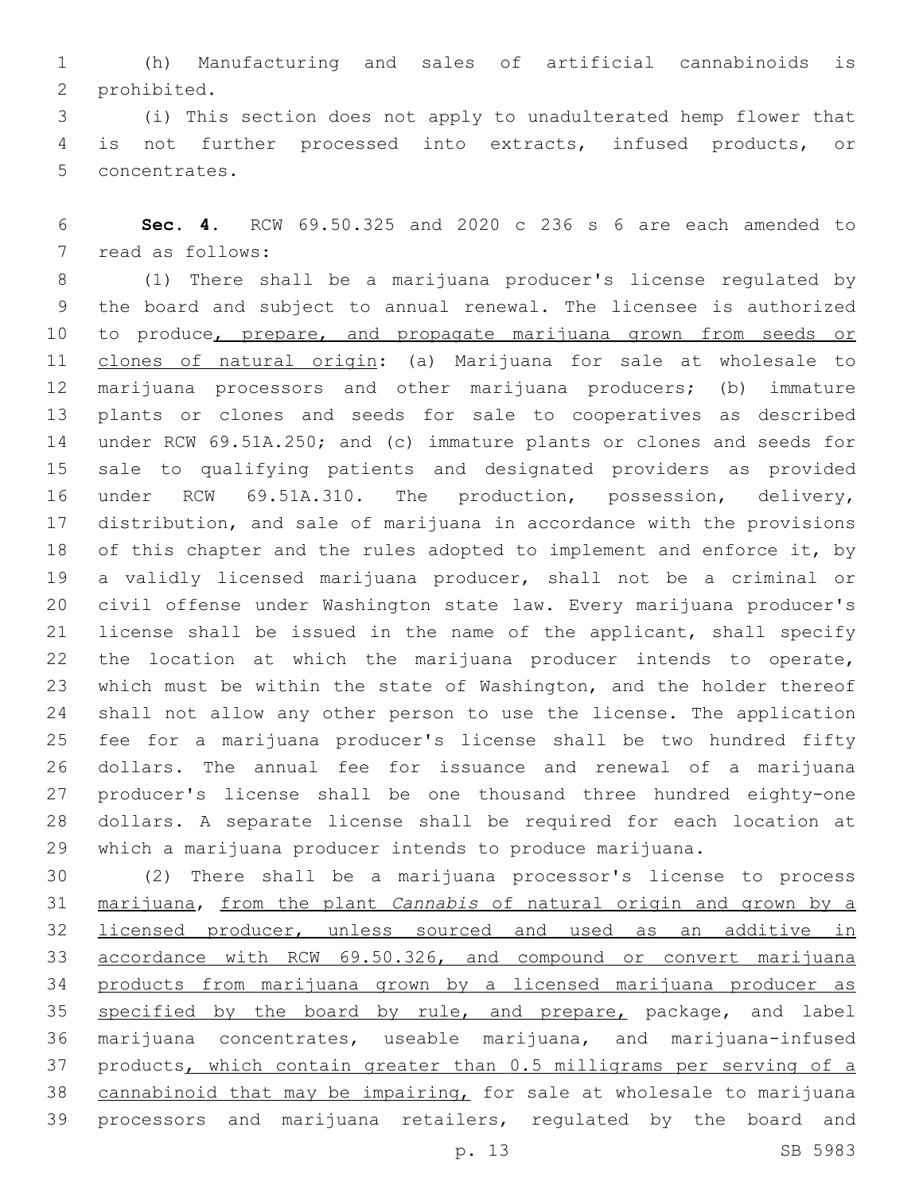(h) Manufacturing and sales of artificial cannabinoids is prohibited.

(i) This section does not apply to unadulterated hemp flower that is not further processed into extracts, infused products, or concentrates.

**Sec. 4.** RCW 69.50.325 and 2020 c 236 s 6 are each amended to read as follows:

(1) There shall be a marijuana producer's license regulated by the board and subject to annual renewal. The licensee is authorized to produce, prepare, and propagate marijuana grown from seeds or clones of natural origin: (a) Marijuana for sale at wholesale to marijuana processors and other marijuana producers; (b) immature plants or clones and seeds for sale to cooperatives as described under RCW 69.51A.250; and (c) immature plants or clones and seeds for sale to qualifying patients and designated providers as provided under RCW 69.51A.310. The production, possession, delivery, distribution, and sale of marijuana in accordance with the provisions of this chapter and the rules adopted to implement and enforce it, by a validly licensed marijuana producer, shall not be a criminal or civil offense under Washington state law. Every marijuana producer's license shall be issued in the name of the applicant, shall specify the location at which the marijuana producer intends to operate, which must be within the state of Washington, and the holder thereof shall not allow any other person to use the license. The application fee for a marijuana producer's license shall be two hundred fifty dollars. The annual fee for issuance and renewal of a marijuana producer's license shall be one thousand three hundred eighty-one dollars. A separate license shall be required for each location at which a marijuana producer intends to produce marijuana.

(2) There shall be a marijuana processor's license to process marijuana, from the plant *Cannabis* of natural origin and grown by a licensed producer, unless sourced and used as an additive in accordance with RCW 69.50.326, and compound or convert marijuana products from marijuana grown by a licensed marijuana producer as specified by the board by rule, and prepare, package, and label marijuana concentrates, useable marijuana, and marijuana-infused products, which contain greater than 0.5 milligrams per serving of a cannabinoid that may be impairing, for sale at wholesale to marijuana processors and marijuana retailers, regulated by the board and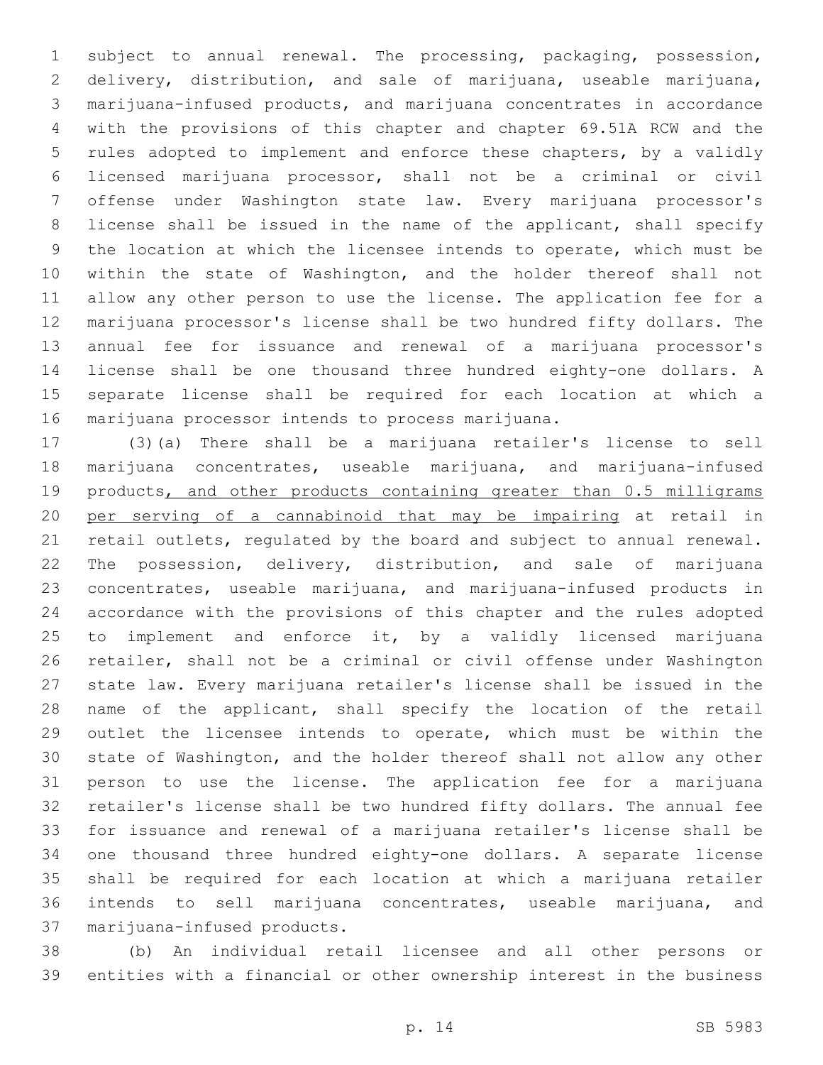subject to annual renewal. The processing, packaging, possession, delivery, distribution, and sale of marijuana, useable marijuana, marijuana-infused products, and marijuana concentrates in accordance with the provisions of this chapter and chapter 69.51A RCW and the rules adopted to implement and enforce these chapters, by a validly licensed marijuana processor, shall not be a criminal or civil offense under Washington state law. Every marijuana processor's license shall be issued in the name of the applicant, shall specify the location at which the licensee intends to operate, which must be within the state of Washington, and the holder thereof shall not allow any other person to use the license. The application fee for a marijuana processor's license shall be two hundred fifty dollars. The annual fee for issuance and renewal of a marijuana processor's license shall be one thousand three hundred eighty-one dollars. A separate license shall be required for each location at which a marijuana processor intends to process marijuana.

(3)(a) There shall be a marijuana retailer's license to sell marijuana concentrates, useable marijuana, and marijuana-infused products, and other products containing greater than 0.5 milligrams per serving of a cannabinoid that may be impairing at retail in retail outlets, regulated by the board and subject to annual renewal. The possession, delivery, distribution, and sale of marijuana concentrates, useable marijuana, and marijuana-infused products in accordance with the provisions of this chapter and the rules adopted to implement and enforce it, by a validly licensed marijuana retailer, shall not be a criminal or civil offense under Washington state law. Every marijuana retailer's license shall be issued in the name of the applicant, shall specify the location of the retail outlet the licensee intends to operate, which must be within the state of Washington, and the holder thereof shall not allow any other person to use the license. The application fee for a marijuana retailer's license shall be two hundred fifty dollars. The annual fee for issuance and renewal of a marijuana retailer's license shall be one thousand three hundred eighty-one dollars. A separate license shall be required for each location at which a marijuana retailer intends to sell marijuana concentrates, useable marijuana, and marijuana-infused products.

(b) An individual retail licensee and all other persons or entities with a financial or other ownership interest in the business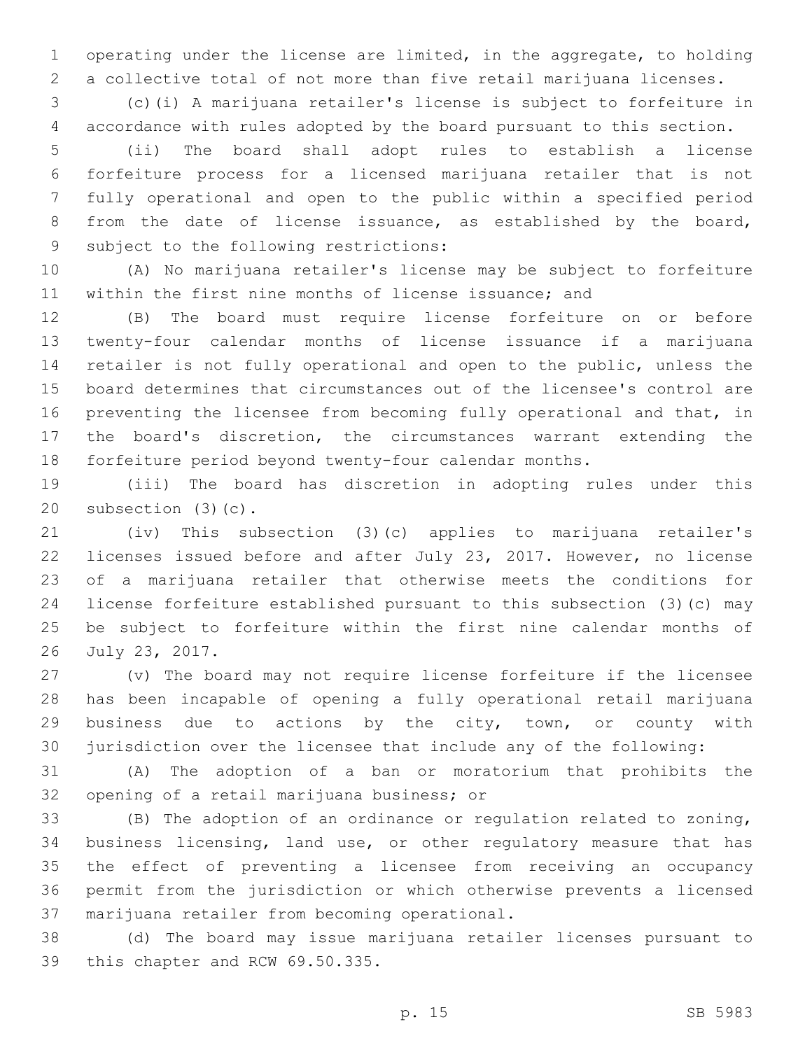operating under the license are limited, in the aggregate, to holding a collective total of not more than five retail marijuana licenses.

(c)(i) A marijuana retailer's license is subject to forfeiture in accordance with rules adopted by the board pursuant to this section.

(ii) The board shall adopt rules to establish a license forfeiture process for a licensed marijuana retailer that is not fully operational and open to the public within a specified period from the date of license issuance, as established by the board, subject to the following restrictions:

(A) No marijuana retailer's license may be subject to forfeiture within the first nine months of license issuance; and

(B) The board must require license forfeiture on or before twenty-four calendar months of license issuance if a marijuana retailer is not fully operational and open to the public, unless the board determines that circumstances out of the licensee's control are preventing the licensee from becoming fully operational and that, in the board's discretion, the circumstances warrant extending the forfeiture period beyond twenty-four calendar months.

(iii) The board has discretion in adopting rules under this subsection (3)(c).

(iv) This subsection (3)(c) applies to marijuana retailer's licenses issued before and after July 23, 2017. However, no license of a marijuana retailer that otherwise meets the conditions for license forfeiture established pursuant to this subsection (3)(c) may be subject to forfeiture within the first nine calendar months of July 23, 2017.

(v) The board may not require license forfeiture if the licensee has been incapable of opening a fully operational retail marijuana business due to actions by the city, town, or county with jurisdiction over the licensee that include any of the following:

(A) The adoption of a ban or moratorium that prohibits the opening of a retail marijuana business; or

(B) The adoption of an ordinance or regulation related to zoning, business licensing, land use, or other regulatory measure that has the effect of preventing a licensee from receiving an occupancy permit from the jurisdiction or which otherwise prevents a licensed marijuana retailer from becoming operational.

(d) The board may issue marijuana retailer licenses pursuant to this chapter and RCW 69.50.335.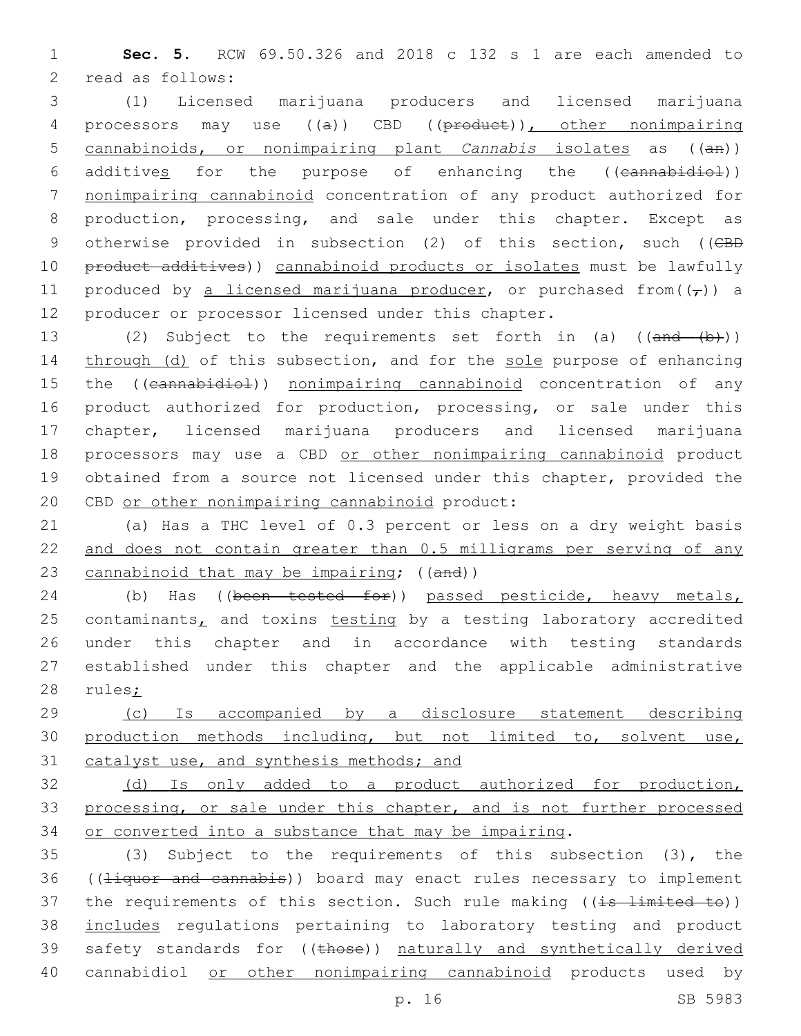**Sec. 5.** RCW 69.50.326 and 2018 c 132 s 1 are each amended to read as follows:

(1) Licensed marijuana producers and licensed marijuana processors may use ((~~a~~)) CBD ((~~product~~))<u>, other nonimpairing cannabinoids, or nonimpairing plant *Cannabis* isolates</u> as ((~~an~~)) additive<u>s</u> for the purpose of enhancing the ((~~cannabidiol~~)) <u>nonimpairing cannabinoid</u> concentration of any product authorized for production, processing, and sale under this chapter. Except as otherwise provided in subsection (2) of this section, such ((~~CBD product additives~~)) <u>cannabinoid products or isolates</u> must be lawfully produced by <u>a licensed marijuana producer</u>, or purchased from((~~,~~)) a producer or processor licensed under this chapter.

(2) Subject to the requirements set forth in (a) ((~~and (b)~~)) <u>through (d)</u> of this subsection, and for the <u>sole</u> purpose of enhancing the ((~~cannabidiol~~)) <u>nonimpairing cannabinoid</u> concentration of any product authorized for production, processing, or sale under this chapter, licensed marijuana producers and licensed marijuana processors may use a CBD <u>or other nonimpairing cannabinoid</u> product obtained from a source not licensed under this chapter, provided the CBD <u>or other nonimpairing cannabinoid</u> product:

(a) Has a THC level of 0.3 percent or less on a dry weight basis <u>and does not contain greater than 0.5 milligrams per serving of any cannabinoid that may be impairing</u>; ((~~and~~))

(b) Has ((~~been tested for~~)) <u>passed</u> pesticide, heavy metals, contaminants<u>,</u> and toxins <u>testing</u> by a testing laboratory accredited under this chapter and in accordance with testing standards established under this chapter and the applicable administrative rules<u>;</u>

<u>(c) Is accompanied by a disclosure statement describing production methods including, but not limited to, solvent use, catalyst use, and synthesis methods; and</u>

<u>(d) Is only added to a product authorized for production, processing, or sale under this chapter, and is not further processed or converted into a substance that may be impairing</u>.

(3) Subject to the requirements of this subsection (3), the ((~~liquor and cannabis~~)) board may enact rules necessary to implement the requirements of this section. Such rule making ((~~is limited to~~)) <u>includes</u> regulations pertaining to laboratory testing and product safety standards for ((~~those~~)) <u>naturally and synthetically derived</u> cannabidiol <u>or other nonimpairing cannabinoid</u> products used by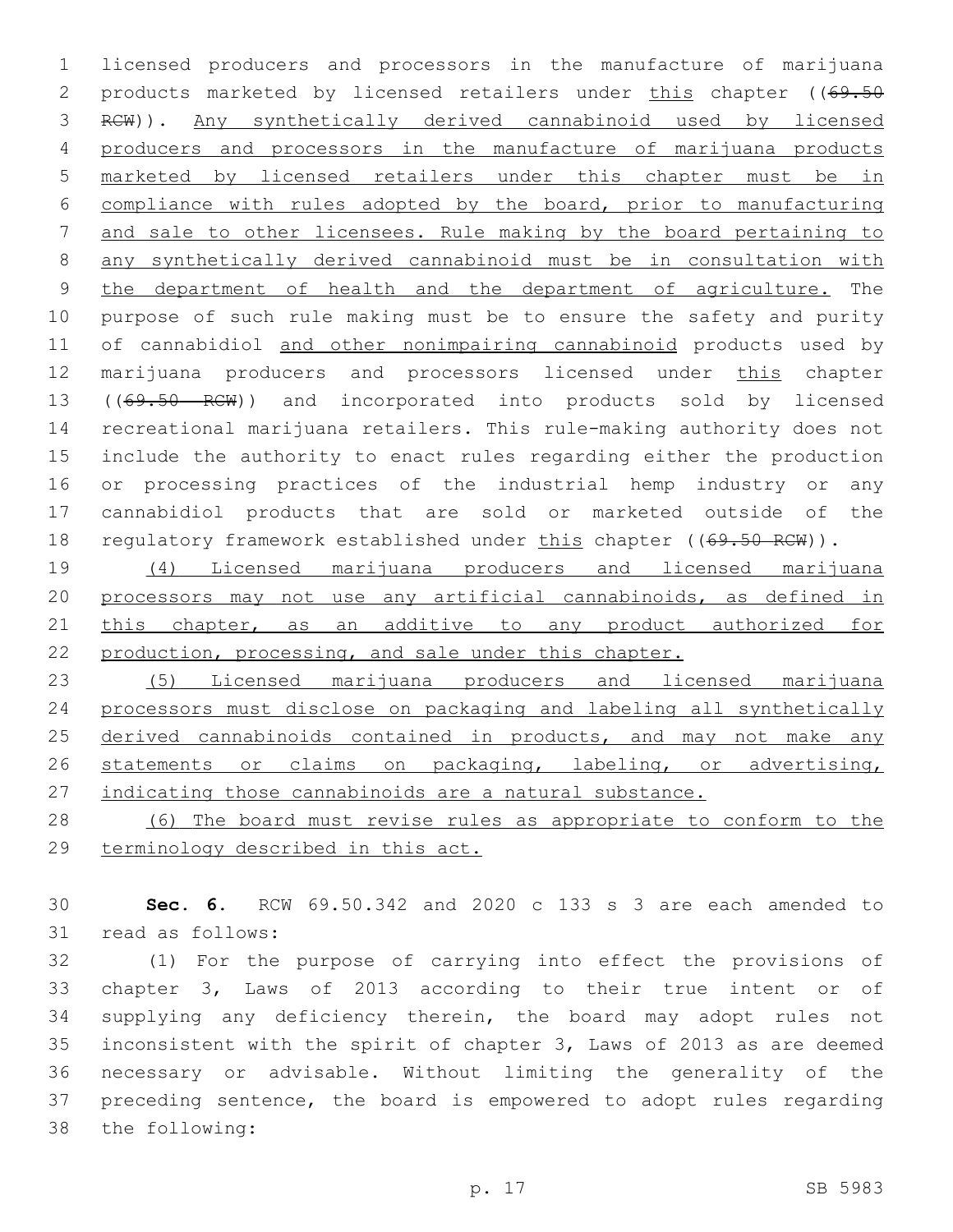licensed producers and processors in the manufacture of marijuana products marketed by licensed retailers under this chapter ((69.50 RCW)). Any synthetically derived cannabinoid used by licensed producers and processors in the manufacture of marijuana products marketed by licensed retailers under this chapter must be in compliance with rules adopted by the board, prior to manufacturing and sale to other licensees. Rule making by the board pertaining to any synthetically derived cannabinoid must be in consultation with the department of health and the department of agriculture. The purpose of such rule making must be to ensure the safety and purity of cannabidiol and other nonimpairing cannabinoid products used by marijuana producers and processors licensed under this chapter ((69.50 RCW)) and incorporated into products sold by licensed recreational marijuana retailers. This rule-making authority does not include the authority to enact rules regarding either the production or processing practices of the industrial hemp industry or any cannabidiol products that are sold or marketed outside of the regulatory framework established under this chapter ((69.50 RCW)).

(4) Licensed marijuana producers and licensed marijuana processors may not use any artificial cannabinoids, as defined in this chapter, as an additive to any product authorized for production, processing, and sale under this chapter.

(5) Licensed marijuana producers and licensed marijuana processors must disclose on packaging and labeling all synthetically derived cannabinoids contained in products, and may not make any statements or claims on packaging, labeling, or advertising, indicating those cannabinoids are a natural substance.

(6) The board must revise rules as appropriate to conform to the terminology described in this act.

**Sec. 6.** RCW 69.50.342 and 2020 c 133 s 3 are each amended to read as follows:

(1) For the purpose of carrying into effect the provisions of chapter 3, Laws of 2013 according to their true intent or of supplying any deficiency therein, the board may adopt rules not inconsistent with the spirit of chapter 3, Laws of 2013 as are deemed necessary or advisable. Without limiting the generality of the preceding sentence, the board is empowered to adopt rules regarding the following: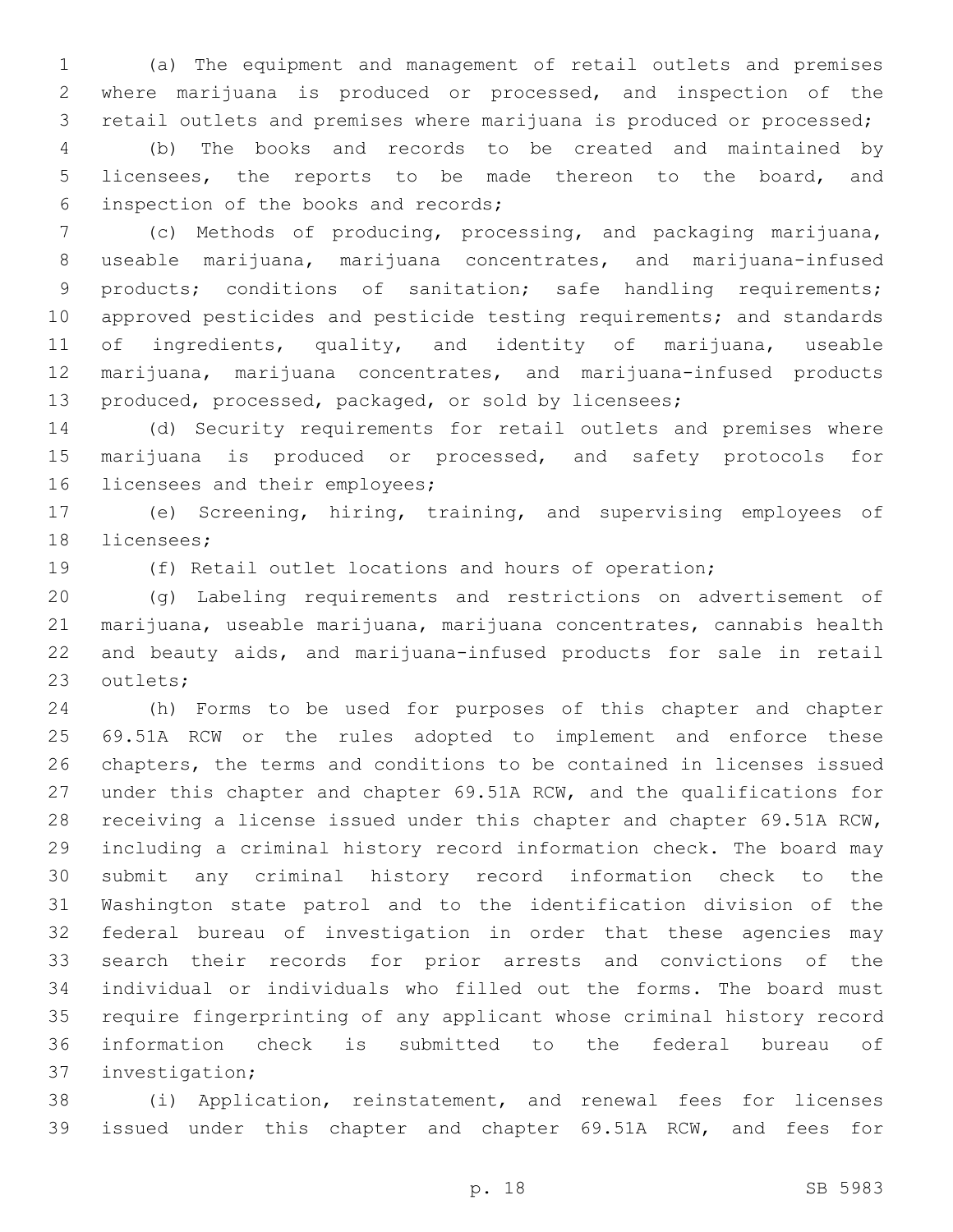(a) The equipment and management of retail outlets and premises where marijuana is produced or processed, and inspection of the retail outlets and premises where marijuana is produced or processed;

(b) The books and records to be created and maintained by licensees, the reports to be made thereon to the board, and inspection of the books and records;

(c) Methods of producing, processing, and packaging marijuana, useable marijuana, marijuana concentrates, and marijuana-infused products; conditions of sanitation; safe handling requirements; approved pesticides and pesticide testing requirements; and standards of ingredients, quality, and identity of marijuana, useable marijuana, marijuana concentrates, and marijuana-infused products produced, processed, packaged, or sold by licensees;

(d) Security requirements for retail outlets and premises where marijuana is produced or processed, and safety protocols for licensees and their employees;

(e) Screening, hiring, training, and supervising employees of licensees;

(f) Retail outlet locations and hours of operation;

(g) Labeling requirements and restrictions on advertisement of marijuana, useable marijuana, marijuana concentrates, cannabis health and beauty aids, and marijuana-infused products for sale in retail outlets;

(h) Forms to be used for purposes of this chapter and chapter 69.51A RCW or the rules adopted to implement and enforce these chapters, the terms and conditions to be contained in licenses issued under this chapter and chapter 69.51A RCW, and the qualifications for receiving a license issued under this chapter and chapter 69.51A RCW, including a criminal history record information check. The board may submit any criminal history record information check to the Washington state patrol and to the identification division of the federal bureau of investigation in order that these agencies may search their records for prior arrests and convictions of the individual or individuals who filled out the forms. The board must require fingerprinting of any applicant whose criminal history record information check is submitted to the federal bureau of investigation;

(i) Application, reinstatement, and renewal fees for licenses issued under this chapter and chapter 69.51A RCW, and fees for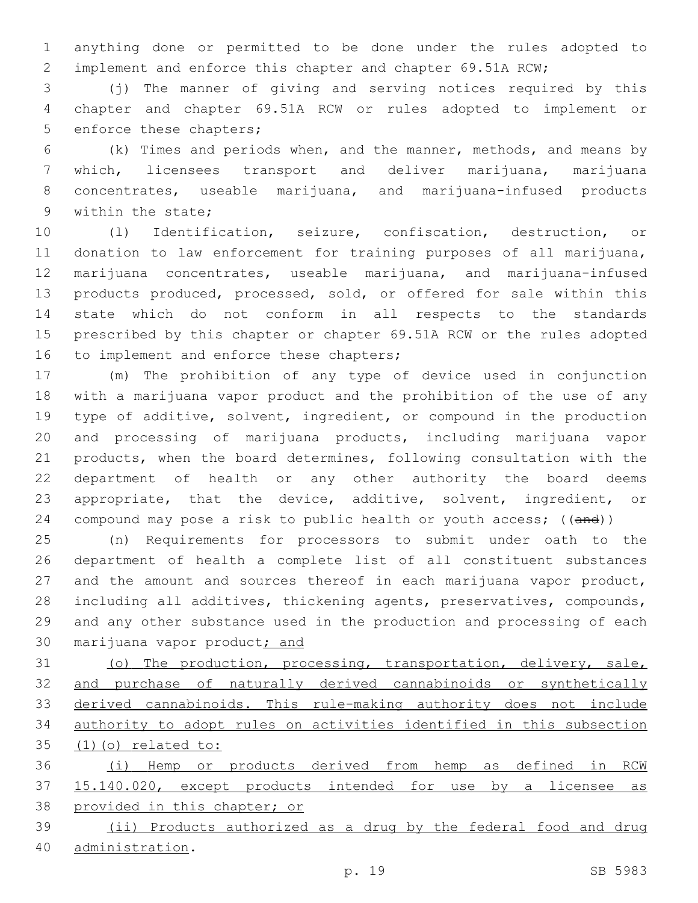anything done or permitted to be done under the rules adopted to implement and enforce this chapter and chapter 69.51A RCW;

(j) The manner of giving and serving notices required by this chapter and chapter 69.51A RCW or rules adopted to implement or enforce these chapters;

(k) Times and periods when, and the manner, methods, and means by which, licensees transport and deliver marijuana, marijuana concentrates, useable marijuana, and marijuana-infused products within the state;

(l) Identification, seizure, confiscation, destruction, or donation to law enforcement for training purposes of all marijuana, marijuana concentrates, useable marijuana, and marijuana-infused products produced, processed, sold, or offered for sale within this state which do not conform in all respects to the standards prescribed by this chapter or chapter 69.51A RCW or the rules adopted to implement and enforce these chapters;

(m) The prohibition of any type of device used in conjunction with a marijuana vapor product and the prohibition of the use of any type of additive, solvent, ingredient, or compound in the production and processing of marijuana products, including marijuana vapor products, when the board determines, following consultation with the department of health or any other authority the board deems appropriate, that the device, additive, solvent, ingredient, or compound may pose a risk to public health or youth access; ((~~and~~))

(n) Requirements for processors to submit under oath to the department of health a complete list of all constituent substances and the amount and sources thereof in each marijuana vapor product, including all additives, thickening agents, preservatives, compounds, and any other substance used in the production and processing of each marijuana vapor product<u>; and</u>

<u>(o) The production, processing, transportation, delivery, sale, and purchase of naturally derived cannabinoids or synthetically derived cannabinoids. This rule-making authority does not include authority to adopt rules on activities identified in this subsection (1)(o) related to:</u>

<u>(i) Hemp or products derived from hemp as defined in RCW 15.140.020, except products intended for use by a licensee as provided in this chapter; or</u>

<u>(ii) Products authorized as a drug by the federal food and drug administration</u>.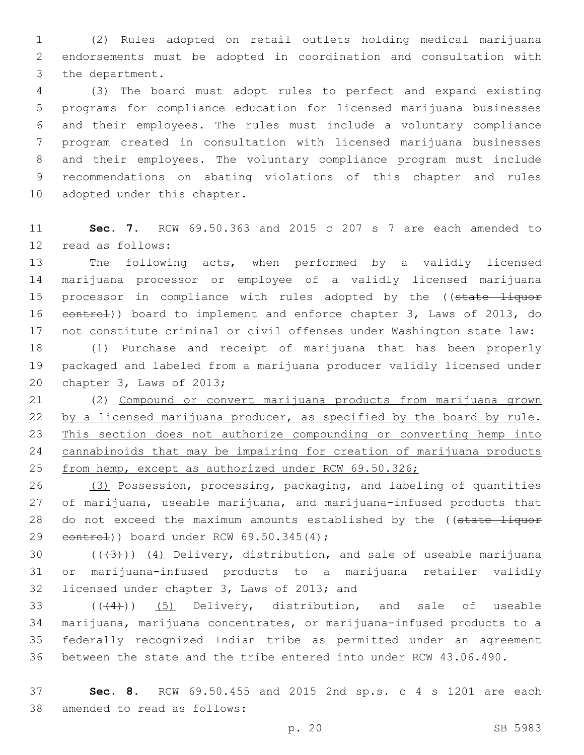(2) Rules adopted on retail outlets holding medical marijuana endorsements must be adopted in coordination and consultation with the department.

(3) The board must adopt rules to perfect and expand existing programs for compliance education for licensed marijuana businesses and their employees. The rules must include a voluntary compliance program created in consultation with licensed marijuana businesses and their employees. The voluntary compliance program must include recommendations on abating violations of this chapter and rules adopted under this chapter.

**Sec. 7.** RCW 69.50.363 and 2015 c 207 s 7 are each amended to read as follows:

The following acts, when performed by a validly licensed marijuana processor or employee of a validly licensed marijuana processor in compliance with rules adopted by the ((~~state liquor control~~)) board to implement and enforce chapter 3, Laws of 2013, do not constitute criminal or civil offenses under Washington state law:

(1) Purchase and receipt of marijuana that has been properly packaged and labeled from a marijuana producer validly licensed under chapter 3, Laws of 2013;

(2) <u>Compound or convert marijuana products from marijuana grown by a licensed marijuana producer, as specified by the board by rule. This section does not authorize compounding or converting hemp into cannabinoids that may be impairing for creation of marijuana products from hemp, except as authorized under RCW 69.50.326;</u>

<u>(3)</u> Possession, processing, packaging, and labeling of quantities of marijuana, useable marijuana, and marijuana-infused products that do not exceed the maximum amounts established by the ((~~state liquor control~~)) board under RCW 69.50.345(4);

((~~(3)~~)) <u>(4)</u> Delivery, distribution, and sale of useable marijuana or marijuana-infused products to a marijuana retailer validly licensed under chapter 3, Laws of 2013; and

((~~(4)~~)) <u>(5)</u> Delivery, distribution, and sale of useable marijuana, marijuana concentrates, or marijuana-infused products to a federally recognized Indian tribe as permitted under an agreement between the state and the tribe entered into under RCW 43.06.490.

**Sec. 8.** RCW 69.50.455 and 2015 2nd sp.s. c 4 s 1201 are each amended to read as follows: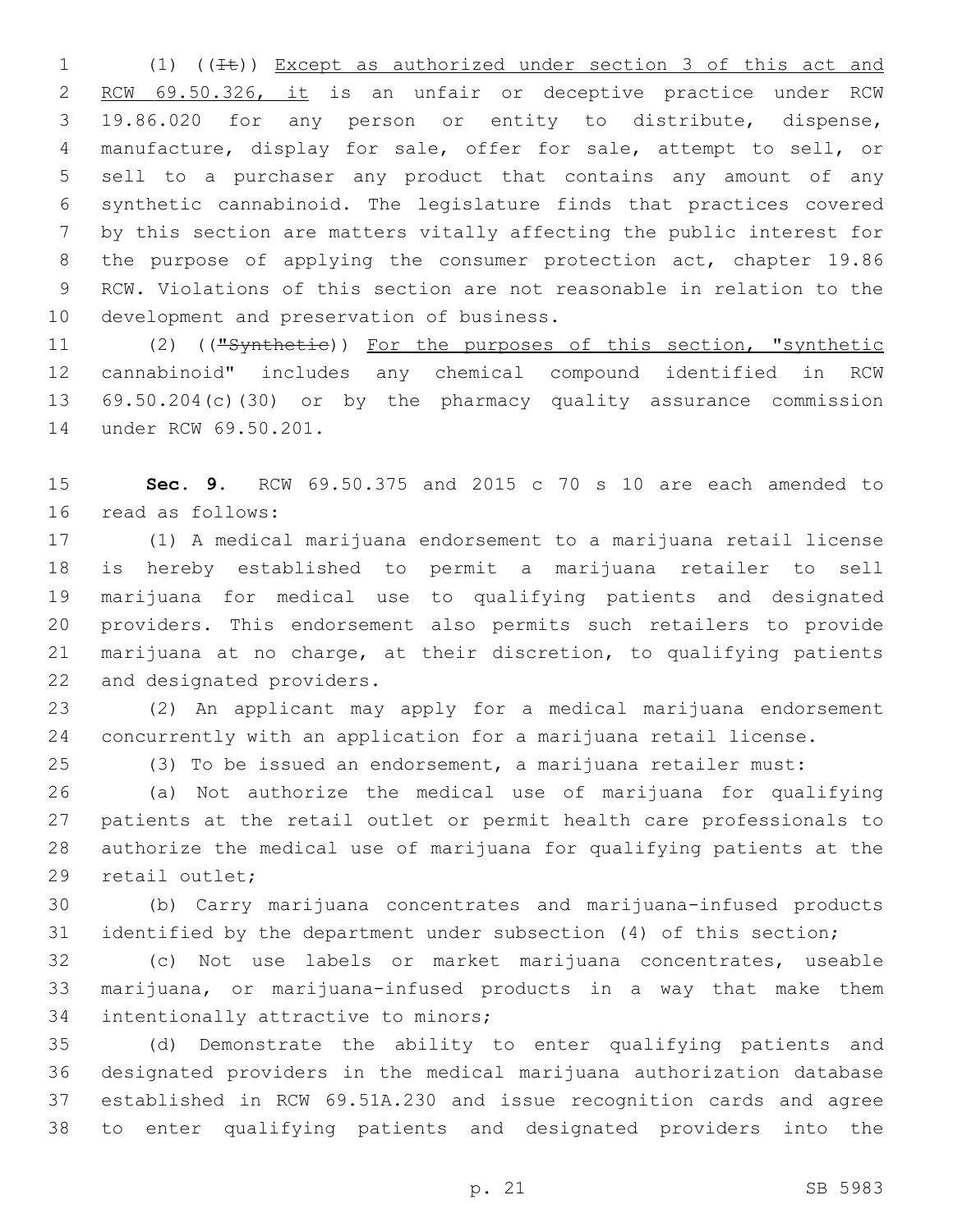(1) ((~~It~~)) Except as authorized under section 3 of this act and RCW 69.50.326, it is an unfair or deceptive practice under RCW 19.86.020 for any person or entity to distribute, dispense, manufacture, display for sale, offer for sale, attempt to sell, or sell to a purchaser any product that contains any amount of any synthetic cannabinoid. The legislature finds that practices covered by this section are matters vitally affecting the public interest for the purpose of applying the consumer protection act, chapter 19.86 RCW. Violations of this section are not reasonable in relation to the development and preservation of business.

(2) ((~~"Synthetic~~)) For the purposes of this section, "synthetic cannabinoid" includes any chemical compound identified in RCW 69.50.204(c)(30) or by the pharmacy quality assurance commission under RCW 69.50.201.

**Sec. 9.** RCW 69.50.375 and 2015 c 70 s 10 are each amended to read as follows:

(1) A medical marijuana endorsement to a marijuana retail license is hereby established to permit a marijuana retailer to sell marijuana for medical use to qualifying patients and designated providers. This endorsement also permits such retailers to provide marijuana at no charge, at their discretion, to qualifying patients and designated providers.

(2) An applicant may apply for a medical marijuana endorsement concurrently with an application for a marijuana retail license.

(3) To be issued an endorsement, a marijuana retailer must:

(a) Not authorize the medical use of marijuana for qualifying patients at the retail outlet or permit health care professionals to authorize the medical use of marijuana for qualifying patients at the retail outlet;

(b) Carry marijuana concentrates and marijuana-infused products identified by the department under subsection (4) of this section;

(c) Not use labels or market marijuana concentrates, useable marijuana, or marijuana-infused products in a way that make them intentionally attractive to minors;

(d) Demonstrate the ability to enter qualifying patients and designated providers in the medical marijuana authorization database established in RCW 69.51A.230 and issue recognition cards and agree to enter qualifying patients and designated providers into the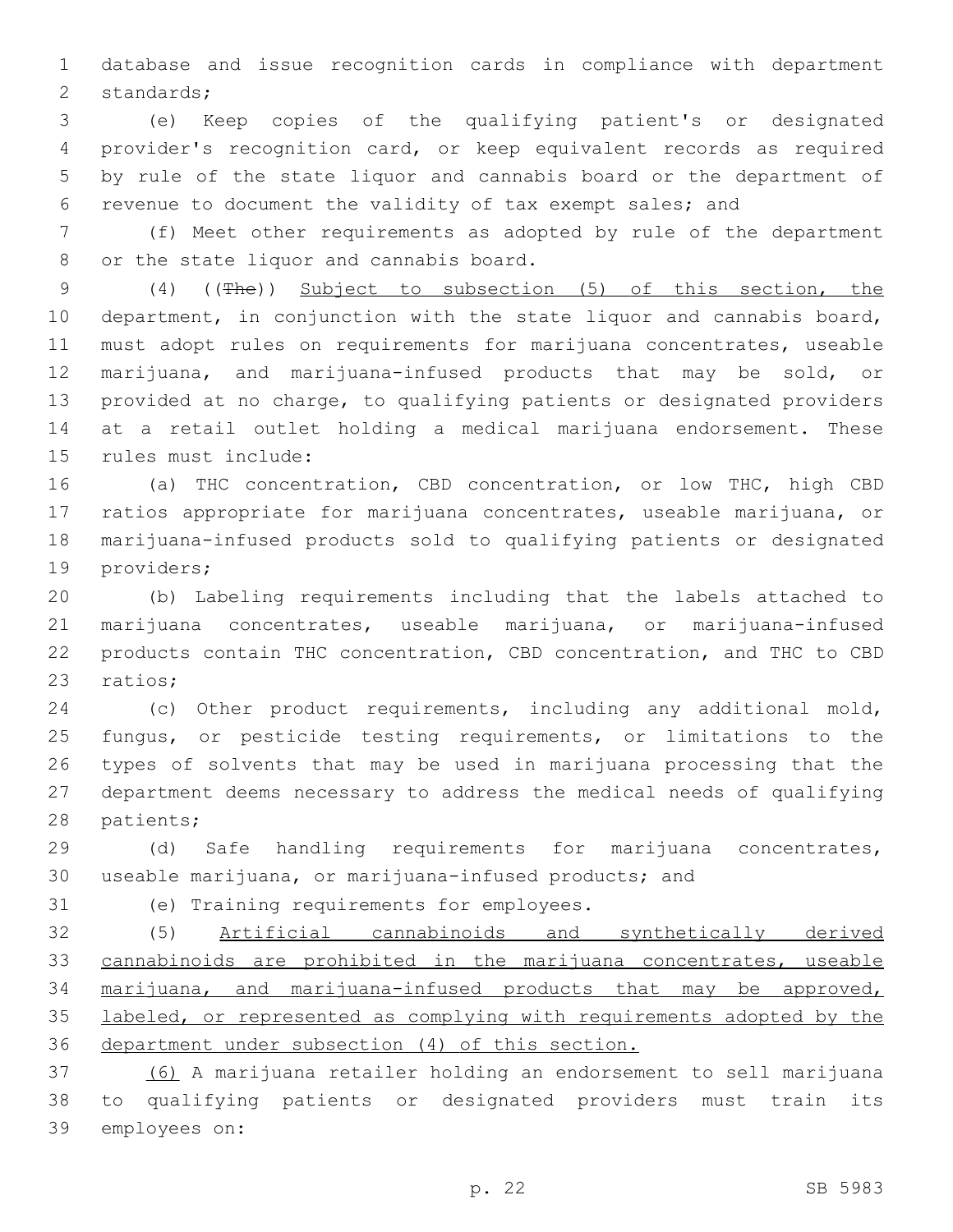database and issue recognition cards in compliance with department standards;

(e) Keep copies of the qualifying patient's or designated provider's recognition card, or keep equivalent records as required by rule of the state liquor and cannabis board or the department of revenue to document the validity of tax exempt sales; and

(f) Meet other requirements as adopted by rule of the department or the state liquor and cannabis board.

(4) ((~~The~~)) <u>Subject to subsection (5) of this section, the</u> department, in conjunction with the state liquor and cannabis board, must adopt rules on requirements for marijuana concentrates, useable marijuana, and marijuana-infused products that may be sold, or provided at no charge, to qualifying patients or designated providers at a retail outlet holding a medical marijuana endorsement. These rules must include:

(a) THC concentration, CBD concentration, or low THC, high CBD ratios appropriate for marijuana concentrates, useable marijuana, or marijuana-infused products sold to qualifying patients or designated providers;

(b) Labeling requirements including that the labels attached to marijuana concentrates, useable marijuana, or marijuana-infused products contain THC concentration, CBD concentration, and THC to CBD ratios;

(c) Other product requirements, including any additional mold, fungus, or pesticide testing requirements, or limitations to the types of solvents that may be used in marijuana processing that the department deems necessary to address the medical needs of qualifying patients;

(d) Safe handling requirements for marijuana concentrates, useable marijuana, or marijuana-infused products; and

(e) Training requirements for employees.

(5) <u>Artificial cannabinoids and synthetically derived cannabinoids are prohibited in the marijuana concentrates, useable marijuana, and marijuana-infused products that may be approved, labeled, or represented as complying with requirements adopted by the department under subsection (4) of this section.</u>

<u>(6)</u> A marijuana retailer holding an endorsement to sell marijuana to qualifying patients or designated providers must train its employees on: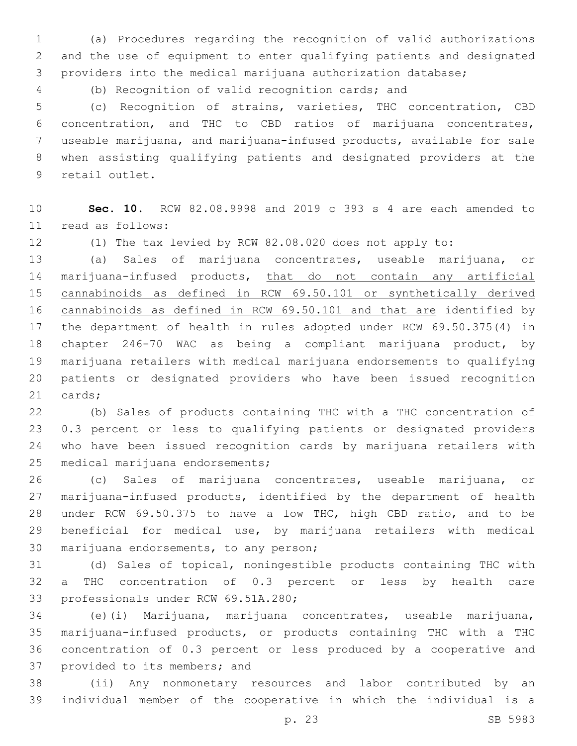(a) Procedures regarding the recognition of valid authorizations and the use of equipment to enter qualifying patients and designated providers into the medical marijuana authorization database;

(b) Recognition of valid recognition cards; and

(c) Recognition of strains, varieties, THC concentration, CBD concentration, and THC to CBD ratios of marijuana concentrates, useable marijuana, and marijuana-infused products, available for sale when assisting qualifying patients and designated providers at the retail outlet.

**Sec. 10.** RCW 82.08.9998 and 2019 c 393 s 4 are each amended to read as follows:

(1) The tax levied by RCW 82.08.020 does not apply to:

(a) Sales of marijuana concentrates, useable marijuana, or marijuana-infused products, <u>that do not contain any artificial cannabinoids as defined in RCW 69.50.101 or synthetically derived cannabinoids as defined in RCW 69.50.101 and that are</u> identified by the department of health in rules adopted under RCW 69.50.375(4) in chapter 246-70 WAC as being a compliant marijuana product, by marijuana retailers with medical marijuana endorsements to qualifying patients or designated providers who have been issued recognition cards;

(b) Sales of products containing THC with a THC concentration of 0.3 percent or less to qualifying patients or designated providers who have been issued recognition cards by marijuana retailers with medical marijuana endorsements;

(c) Sales of marijuana concentrates, useable marijuana, or marijuana-infused products, identified by the department of health under RCW 69.50.375 to have a low THC, high CBD ratio, and to be beneficial for medical use, by marijuana retailers with medical marijuana endorsements, to any person;

(d) Sales of topical, noningestible products containing THC with a THC concentration of 0.3 percent or less by health care professionals under RCW 69.51A.280;

(e)(i) Marijuana, marijuana concentrates, useable marijuana, marijuana-infused products, or products containing THC with a THC concentration of 0.3 percent or less produced by a cooperative and provided to its members; and

(ii) Any nonmonetary resources and labor contributed by an individual member of the cooperative in which the individual is a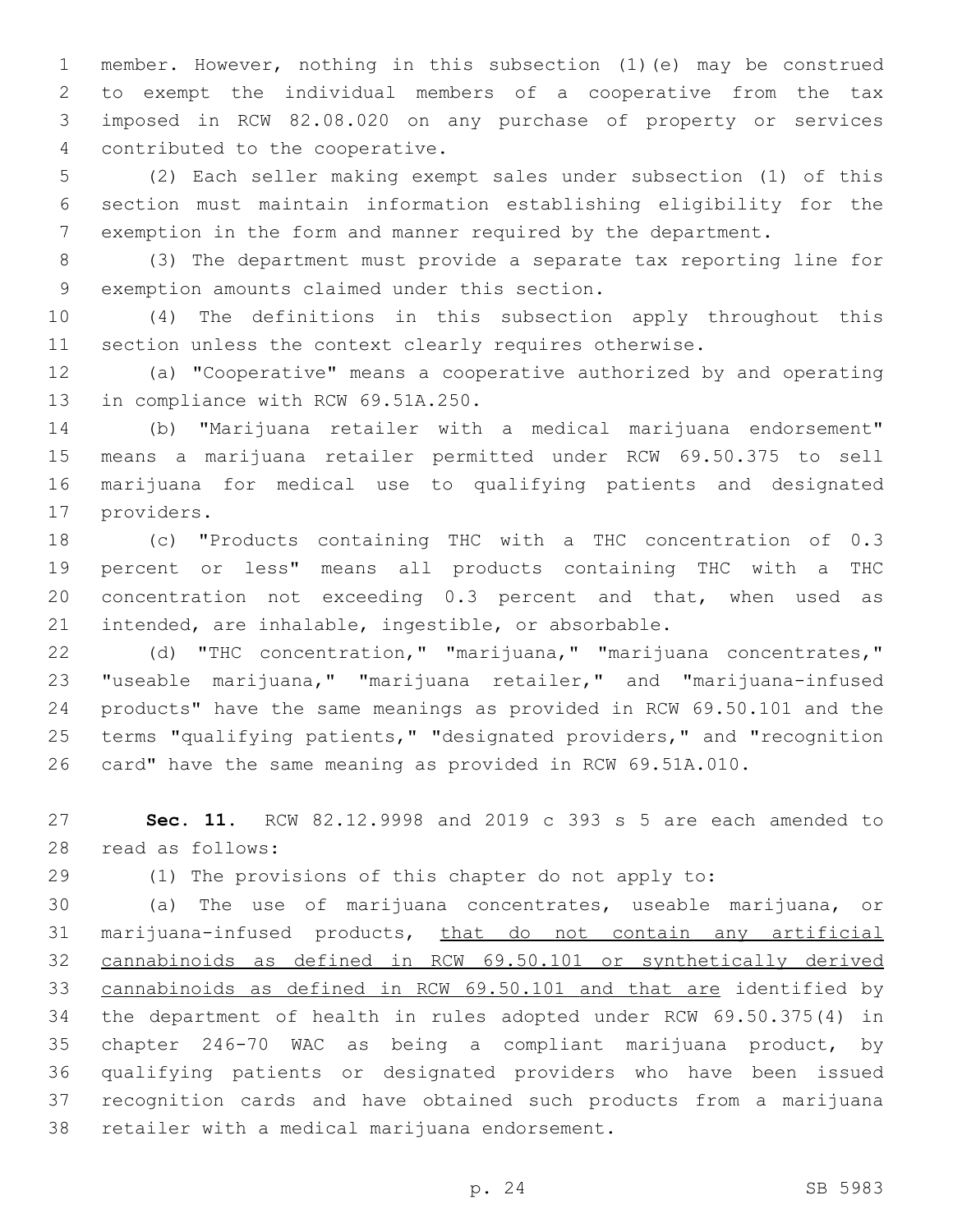member. However, nothing in this subsection (1)(e) may be construed to exempt the individual members of a cooperative from the tax imposed in RCW 82.08.020 on any purchase of property or services contributed to the cooperative.

(2) Each seller making exempt sales under subsection (1) of this section must maintain information establishing eligibility for the exemption in the form and manner required by the department.

(3) The department must provide a separate tax reporting line for exemption amounts claimed under this section.

(4) The definitions in this subsection apply throughout this section unless the context clearly requires otherwise.

(a) "Cooperative" means a cooperative authorized by and operating in compliance with RCW 69.51A.250.

(b) "Marijuana retailer with a medical marijuana endorsement" means a marijuana retailer permitted under RCW 69.50.375 to sell marijuana for medical use to qualifying patients and designated providers.

(c) "Products containing THC with a THC concentration of 0.3 percent or less" means all products containing THC with a THC concentration not exceeding 0.3 percent and that, when used as intended, are inhalable, ingestible, or absorbable.

(d) "THC concentration," "marijuana," "marijuana concentrates," "useable marijuana," "marijuana retailer," and "marijuana-infused products" have the same meanings as provided in RCW 69.50.101 and the terms "qualifying patients," "designated providers," and "recognition card" have the same meaning as provided in RCW 69.51A.010.

**Sec. 11.** RCW 82.12.9998 and 2019 c 393 s 5 are each amended to read as follows:

(1) The provisions of this chapter do not apply to:

(a) The use of marijuana concentrates, useable marijuana, or marijuana-infused products, <u>that do not contain any artificial cannabinoids as defined in RCW 69.50.101 or synthetically derived cannabinoids as defined in RCW 69.50.101 and that are</u> identified by the department of health in rules adopted under RCW 69.50.375(4) in chapter 246-70 WAC as being a compliant marijuana product, by qualifying patients or designated providers who have been issued recognition cards and have obtained such products from a marijuana retailer with a medical marijuana endorsement.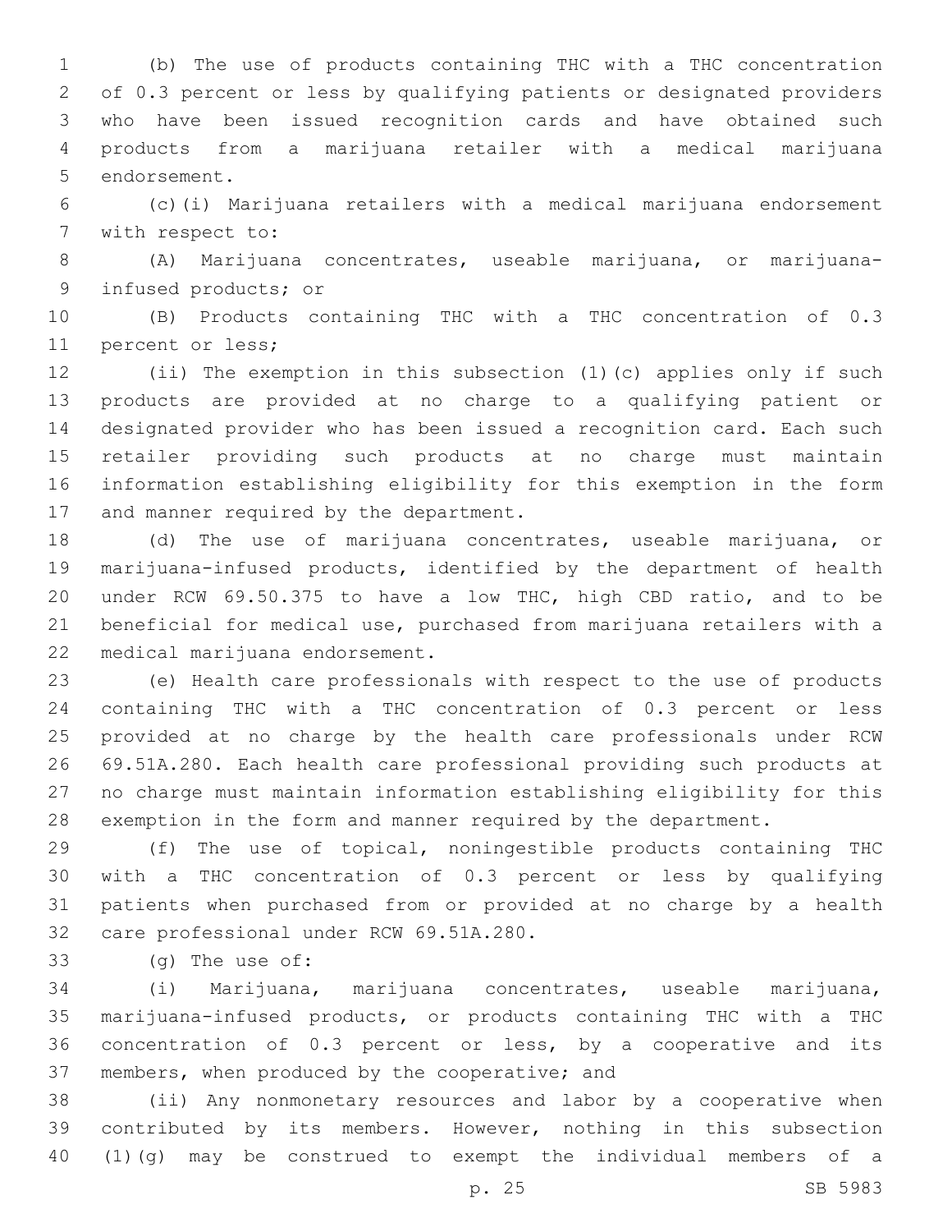(b) The use of products containing THC with a THC concentration of 0.3 percent or less by qualifying patients or designated providers who have been issued recognition cards and have obtained such products from a marijuana retailer with a medical marijuana endorsement.

(c)(i) Marijuana retailers with a medical marijuana endorsement with respect to:

(A) Marijuana concentrates, useable marijuana, or marijuana-infused products; or

(B) Products containing THC with a THC concentration of 0.3 percent or less;

(ii) The exemption in this subsection (1)(c) applies only if such products are provided at no charge to a qualifying patient or designated provider who has been issued a recognition card. Each such retailer providing such products at no charge must maintain information establishing eligibility for this exemption in the form and manner required by the department.

(d) The use of marijuana concentrates, useable marijuana, or marijuana-infused products, identified by the department of health under RCW 69.50.375 to have a low THC, high CBD ratio, and to be beneficial for medical use, purchased from marijuana retailers with a medical marijuana endorsement.

(e) Health care professionals with respect to the use of products containing THC with a THC concentration of 0.3 percent or less provided at no charge by the health care professionals under RCW 69.51A.280. Each health care professional providing such products at no charge must maintain information establishing eligibility for this exemption in the form and manner required by the department.

(f) The use of topical, noningestible products containing THC with a THC concentration of 0.3 percent or less by qualifying patients when purchased from or provided at no charge by a health care professional under RCW 69.51A.280.

(g) The use of:

(i) Marijuana, marijuana concentrates, useable marijuana, marijuana-infused products, or products containing THC with a THC concentration of 0.3 percent or less, by a cooperative and its members, when produced by the cooperative; and

(ii) Any nonmonetary resources and labor by a cooperative when contributed by its members. However, nothing in this subsection (1)(g) may be construed to exempt the individual members of a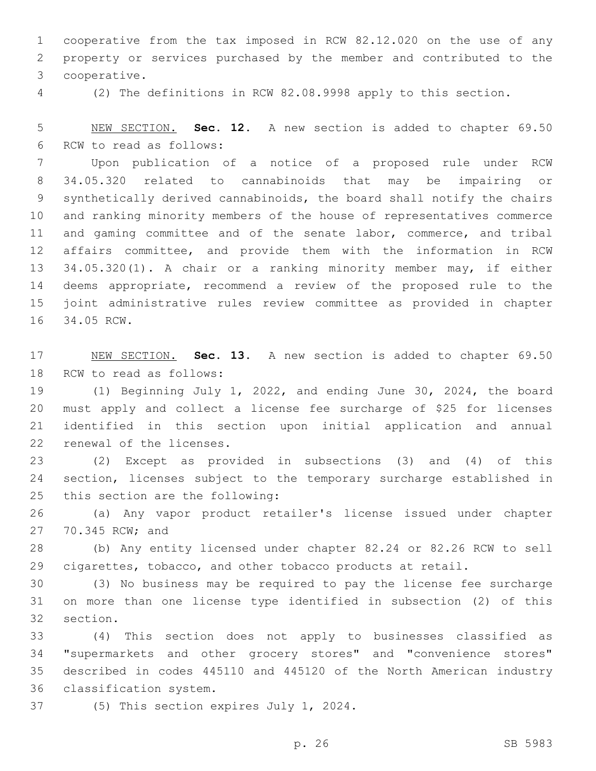cooperative from the tax imposed in RCW 82.12.020 on the use of any property or services purchased by the member and contributed to the cooperative.

(2) The definitions in RCW 82.08.9998 apply to this section.

NEW SECTION. **Sec. 12.** A new section is added to chapter 69.50 RCW to read as follows:

Upon publication of a notice of a proposed rule under RCW 34.05.320 related to cannabinoids that may be impairing or synthetically derived cannabinoids, the board shall notify the chairs and ranking minority members of the house of representatives commerce and gaming committee and of the senate labor, commerce, and tribal affairs committee, and provide them with the information in RCW 34.05.320(1). A chair or a ranking minority member may, if either deems appropriate, recommend a review of the proposed rule to the joint administrative rules review committee as provided in chapter 34.05 RCW.

NEW SECTION. **Sec. 13.** A new section is added to chapter 69.50 RCW to read as follows:

(1) Beginning July 1, 2022, and ending June 30, 2024, the board must apply and collect a license fee surcharge of $25 for licenses identified in this section upon initial application and annual renewal of the licenses.

(2) Except as provided in subsections (3) and (4) of this section, licenses subject to the temporary surcharge established in this section are the following:

(a) Any vapor product retailer's license issued under chapter 70.345 RCW; and

(b) Any entity licensed under chapter 82.24 or 82.26 RCW to sell cigarettes, tobacco, and other tobacco products at retail.

(3) No business may be required to pay the license fee surcharge on more than one license type identified in subsection (2) of this section.

(4) This section does not apply to businesses classified as "supermarkets and other grocery stores" and "convenience stores" described in codes 445110 and 445120 of the North American industry classification system.

(5) This section expires July 1, 2024.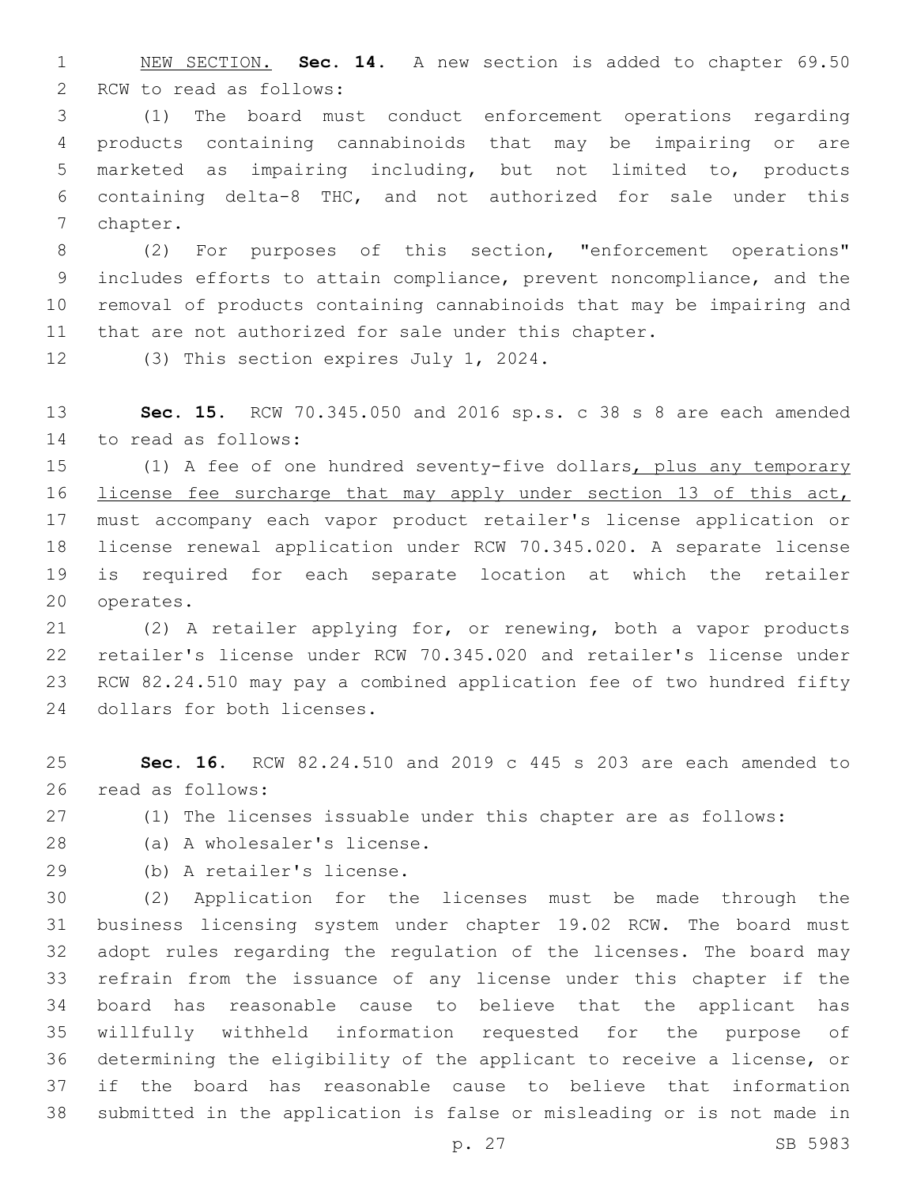NEW SECTION. **Sec. 14.** A new section is added to chapter 69.50 RCW to read as follows:

(1) The board must conduct enforcement operations regarding products containing cannabinoids that may be impairing or are marketed as impairing including, but not limited to, products containing delta-8 THC, and not authorized for sale under this chapter.

(2) For purposes of this section, "enforcement operations" includes efforts to attain compliance, prevent noncompliance, and the removal of products containing cannabinoids that may be impairing and that are not authorized for sale under this chapter.

(3) This section expires July 1, 2024.

**Sec. 15.** RCW 70.345.050 and 2016 sp.s. c 38 s 8 are each amended to read as follows:

(1) A fee of one hundred seventy-five dollars, plus any temporary license fee surcharge that may apply under section 13 of this act, must accompany each vapor product retailer's license application or license renewal application under RCW 70.345.020. A separate license is required for each separate location at which the retailer operates.

(2) A retailer applying for, or renewing, both a vapor products retailer's license under RCW 70.345.020 and retailer's license under RCW 82.24.510 may pay a combined application fee of two hundred fifty dollars for both licenses.

**Sec. 16.** RCW 82.24.510 and 2019 c 445 s 203 are each amended to read as follows:

(1) The licenses issuable under this chapter are as follows:

(a) A wholesaler's license.

(b) A retailer's license.

(2) Application for the licenses must be made through the business licensing system under chapter 19.02 RCW. The board must adopt rules regarding the regulation of the licenses. The board may refrain from the issuance of any license under this chapter if the board has reasonable cause to believe that the applicant has willfully withheld information requested for the purpose of determining the eligibility of the applicant to receive a license, or if the board has reasonable cause to believe that information submitted in the application is false or misleading or is not made in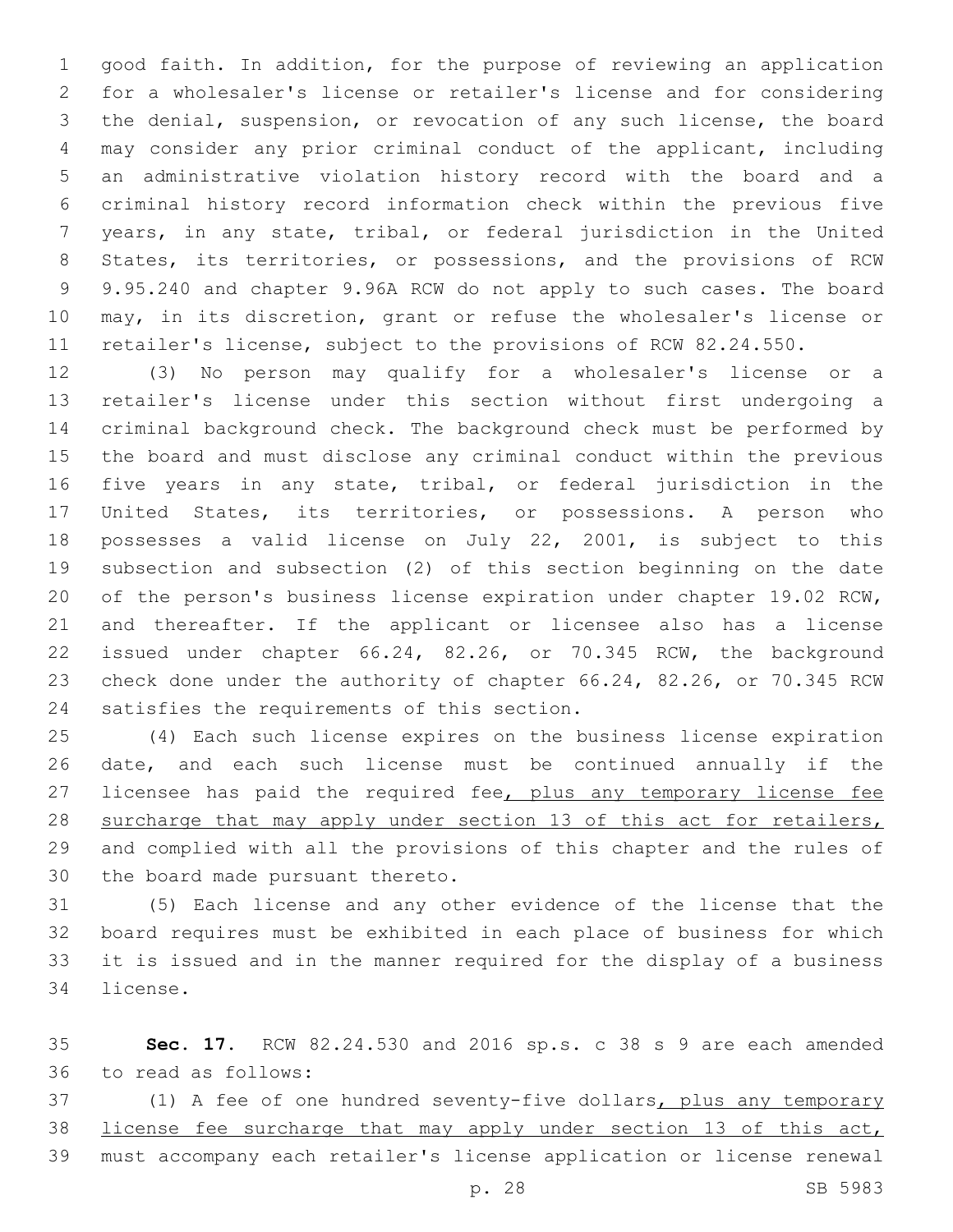good faith. In addition, for the purpose of reviewing an application for a wholesaler's license or retailer's license and for considering the denial, suspension, or revocation of any such license, the board may consider any prior criminal conduct of the applicant, including an administrative violation history record with the board and a criminal history record information check within the previous five years, in any state, tribal, or federal jurisdiction in the United States, its territories, or possessions, and the provisions of RCW 9.95.240 and chapter 9.96A RCW do not apply to such cases. The board may, in its discretion, grant or refuse the wholesaler's license or retailer's license, subject to the provisions of RCW 82.24.550.

(3) No person may qualify for a wholesaler's license or a retailer's license under this section without first undergoing a criminal background check. The background check must be performed by the board and must disclose any criminal conduct within the previous five years in any state, tribal, or federal jurisdiction in the United States, its territories, or possessions. A person who possesses a valid license on July 22, 2001, is subject to this subsection and subsection (2) of this section beginning on the date of the person's business license expiration under chapter 19.02 RCW, and thereafter. If the applicant or licensee also has a license issued under chapter 66.24, 82.26, or 70.345 RCW, the background check done under the authority of chapter 66.24, 82.26, or 70.345 RCW satisfies the requirements of this section.

(4) Each such license expires on the business license expiration date, and each such license must be continued annually if the licensee has paid the required fee, plus any temporary license fee surcharge that may apply under section 13 of this act for retailers, and complied with all the provisions of this chapter and the rules of the board made pursuant thereto.

(5) Each license and any other evidence of the license that the board requires must be exhibited in each place of business for which it is issued and in the manner required for the display of a business license.

**Sec. 17.** RCW 82.24.530 and 2016 sp.s. c 38 s 9 are each amended to read as follows:

(1) A fee of one hundred seventy-five dollars, plus any temporary license fee surcharge that may apply under section 13 of this act, must accompany each retailer's license application or license renewal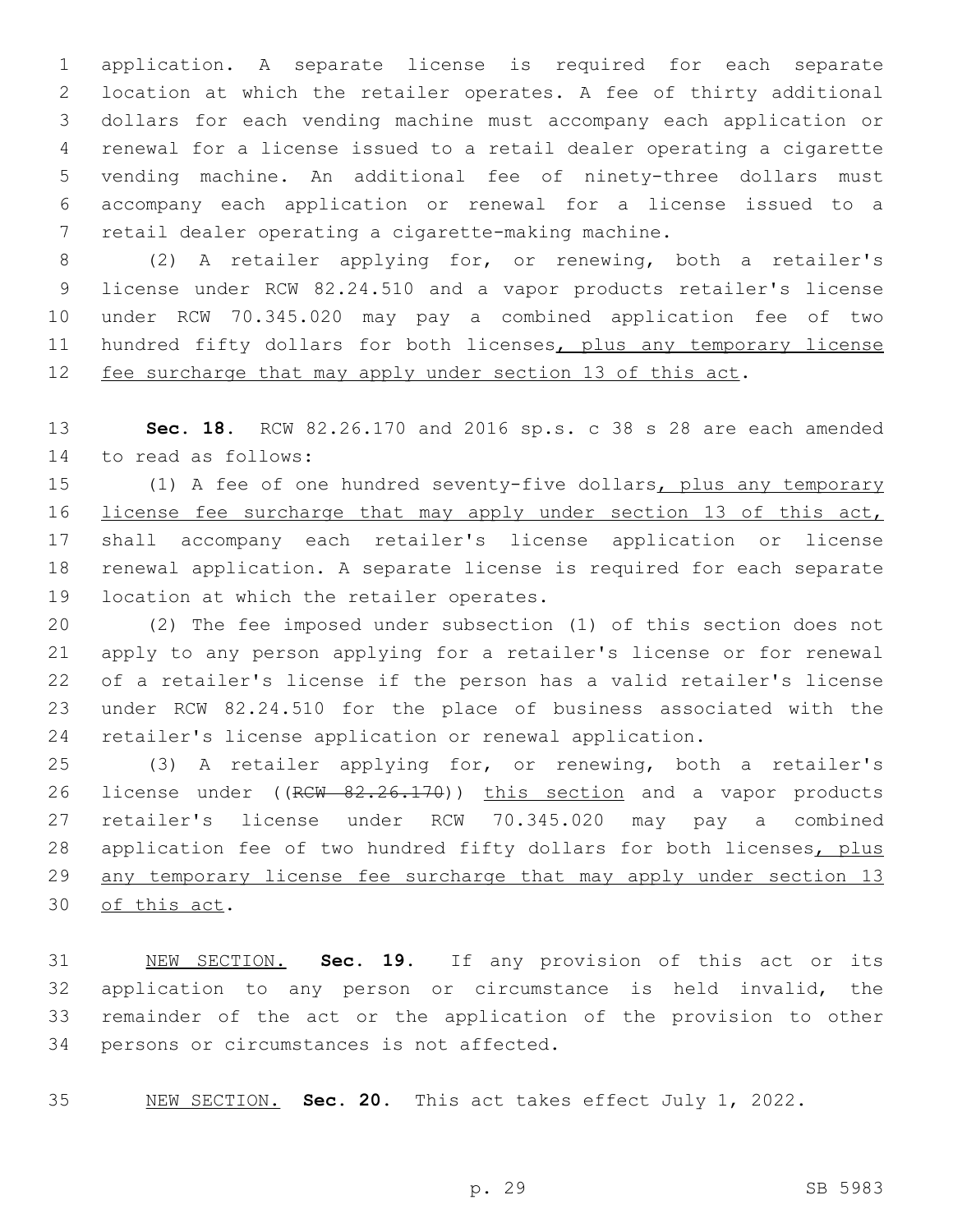application. A separate license is required for each separate location at which the retailer operates. A fee of thirty additional dollars for each vending machine must accompany each application or renewal for a license issued to a retail dealer operating a cigarette vending machine. An additional fee of ninety-three dollars must accompany each application or renewal for a license issued to a retail dealer operating a cigarette-making machine.

(2) A retailer applying for, or renewing, both a retailer's license under RCW 82.24.510 and a vapor products retailer's license under RCW 70.345.020 may pay a combined application fee of two hundred fifty dollars for both licenses, plus any temporary license fee surcharge that may apply under section 13 of this act.

**Sec. 18.** RCW 82.26.170 and 2016 sp.s. c 38 s 28 are each amended to read as follows:

(1) A fee of one hundred seventy-five dollars, plus any temporary license fee surcharge that may apply under section 13 of this act, shall accompany each retailer's license application or license renewal application. A separate license is required for each separate location at which the retailer operates.

(2) The fee imposed under subsection (1) of this section does not apply to any person applying for a retailer's license or for renewal of a retailer's license if the person has a valid retailer's license under RCW 82.24.510 for the place of business associated with the retailer's license application or renewal application.

(3) A retailer applying for, or renewing, both a retailer's license under ((~~RCW 82.26.170~~)) this section and a vapor products retailer's license under RCW 70.345.020 may pay a combined application fee of two hundred fifty dollars for both licenses, plus any temporary license fee surcharge that may apply under section 13 of this act.

NEW SECTION. **Sec. 19.** If any provision of this act or its application to any person or circumstance is held invalid, the remainder of the act or the application of the provision to other persons or circumstances is not affected.

NEW SECTION. **Sec. 20.** This act takes effect July 1, 2022.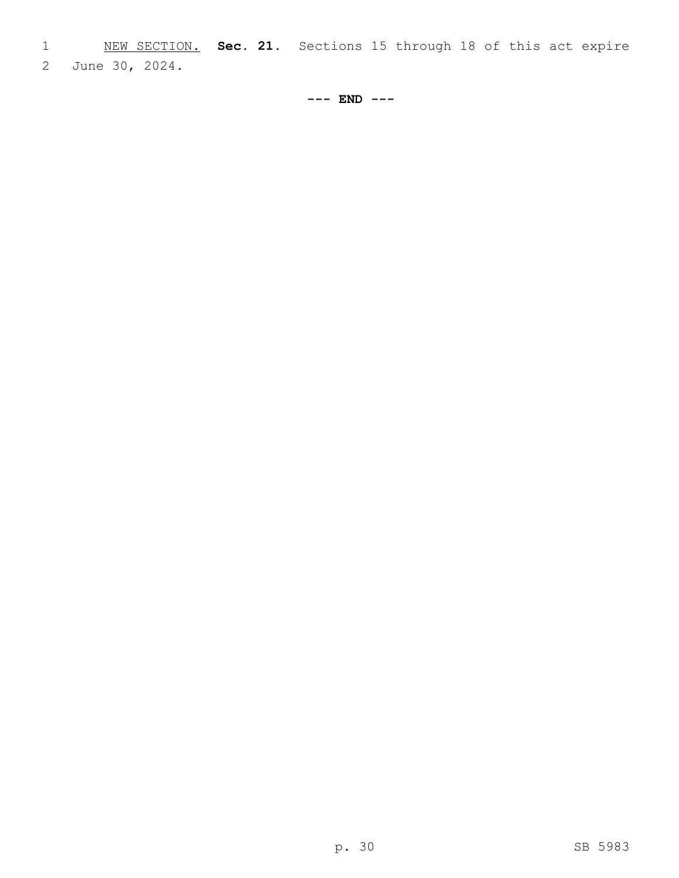NEW SECTION. **Sec. 21.** Sections 15 through 18 of this act expire June 30, 2024.

**--- END ---**